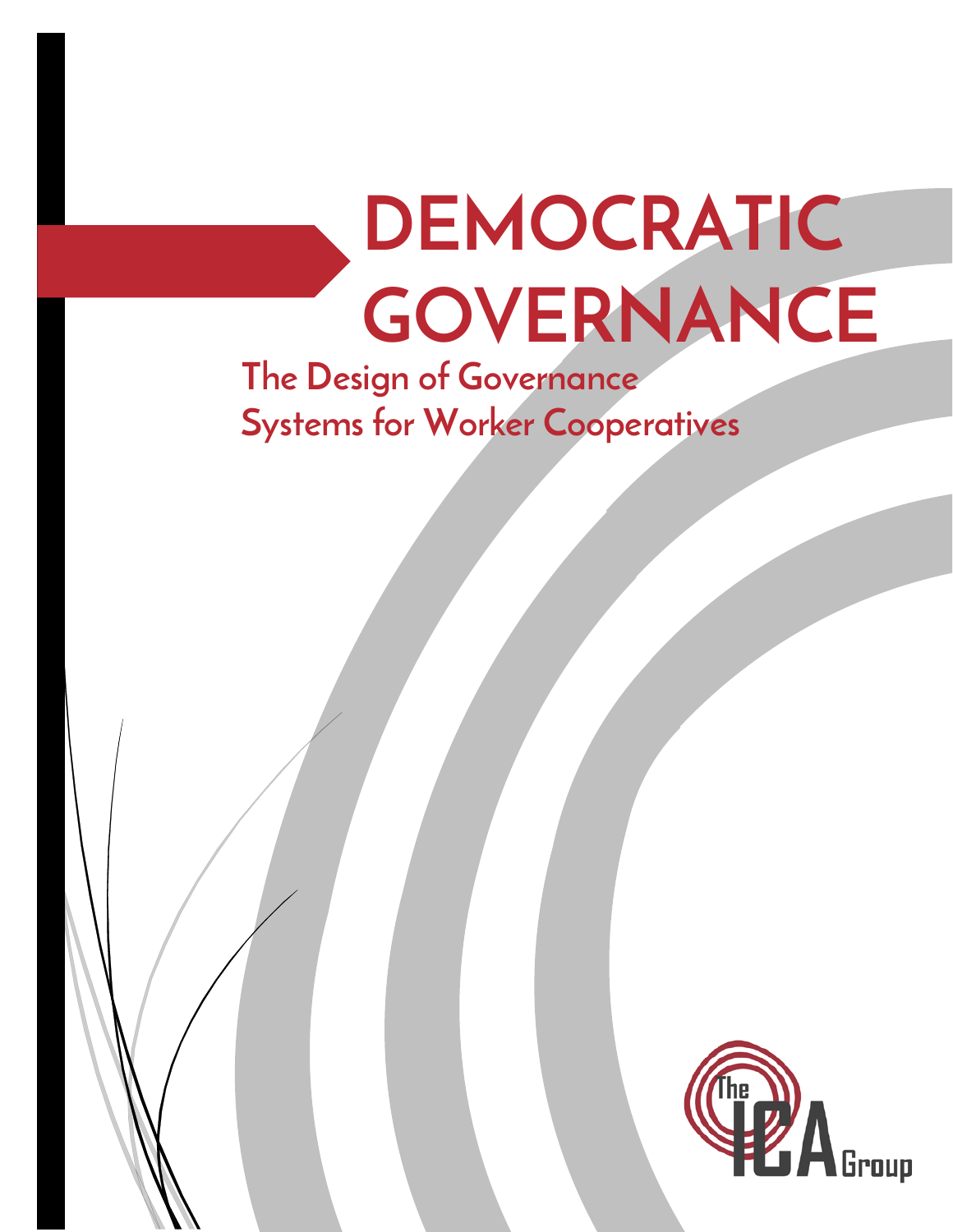# DEMOCRATIC GOVERNANCE

## The Design of Governance Systems for Worker Cooperatives

The ICA Group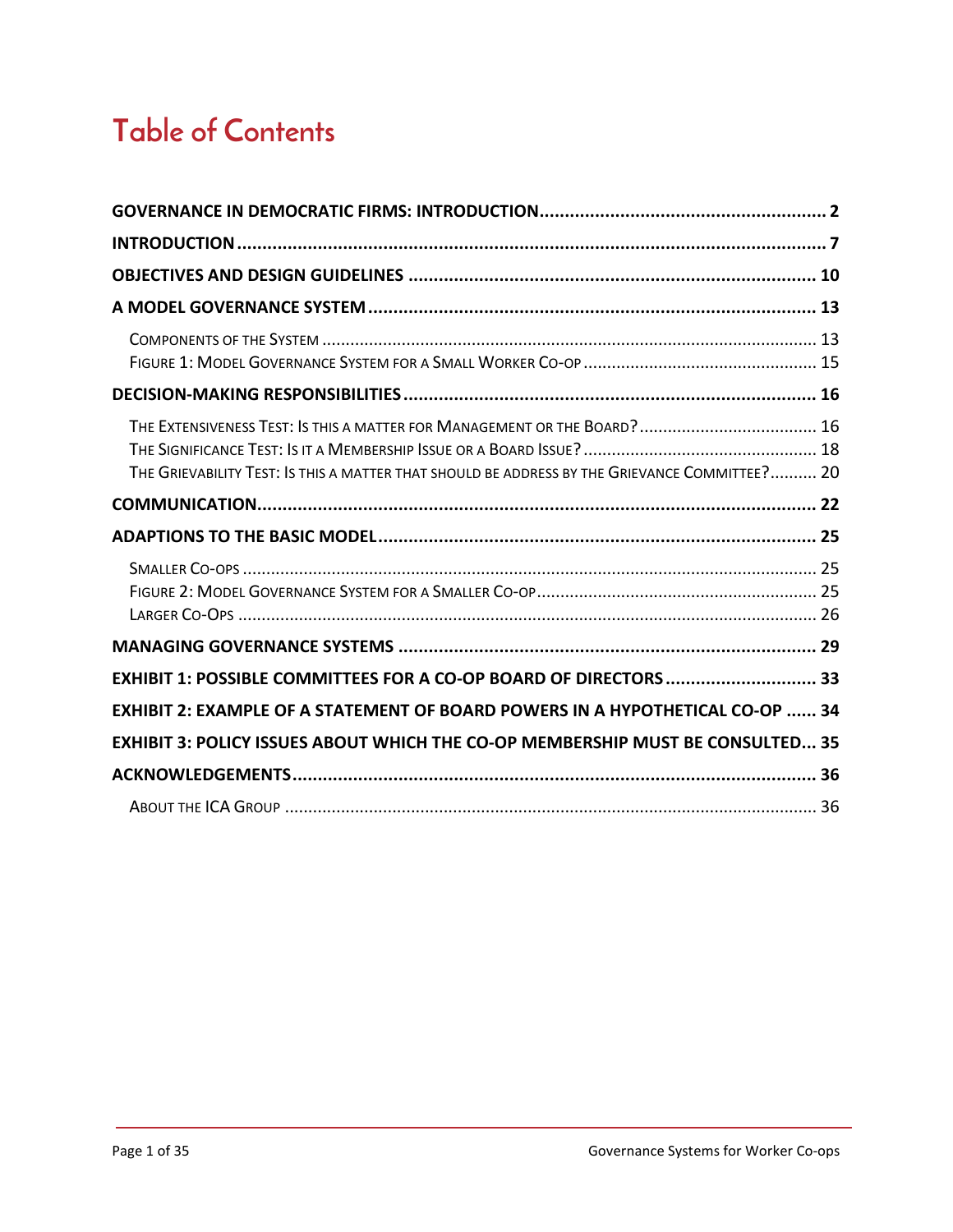# Table of Contents

**GOVERNANCE IN DEMOCRATIC FIRMS: INTRODUCTION** ........ 2

**INTRODUCTION** ........ 7

**OBJECTIVES AND DESIGN GUIDELINES** ........ 10

**A MODEL GOVERNANCE SYSTEM** ........ 13

- Components of the System ........ 13
- Figure 1: Model Governance System for a Small Worker Co-op ........ 15

**DECISION-MAKING RESPONSIBILITIES** ........ 16

- The Extensiveness Test: Is this a matter for Management or the Board? ........ 16
- The Significance Test: Is it a Membership Issue or a Board Issue? ........ 18
- The Grievability Test: Is this a matter that should be address by the Grievance Committee? ........ 20

**COMMUNICATION** ........ 22

**ADAPTIONS TO THE BASIC MODEL** ........ 25

- Smaller Co-ops ........ 25
- Figure 2: Model Governance System for a Smaller Co-op ........ 25
- Larger Co-Ops ........ 26

**MANAGING GOVERNANCE SYSTEMS** ........ 29

**EXHIBIT 1: POSSIBLE COMMITTEES FOR A CO-OP BOARD OF DIRECTORS** ........ 33

**EXHIBIT 2: EXAMPLE OF A STATEMENT OF BOARD POWERS IN A HYPOTHETICAL CO-OP** ........ 34

**EXHIBIT 3: POLICY ISSUES ABOUT WHICH THE CO-OP MEMBERSHIP MUST BE CONSULTED** ........ 35

**ACKNOWLEDGEMENTS** ........ 36

- About the ICA Group ........ 36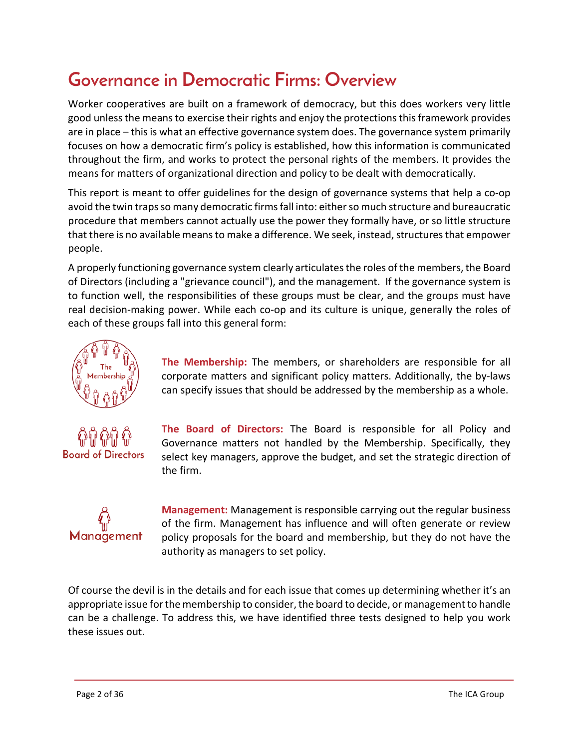# Governance in Democratic Firms: Overview

Worker cooperatives are built on a framework of democracy, but this does workers very little good unless the means to exercise their rights and enjoy the protections this framework provides are in place – this is what an effective governance system does. The governance system primarily focuses on how a democratic firm's policy is established, how this information is communicated throughout the firm, and works to protect the personal rights of the members. It provides the means for matters of organizational direction and policy to be dealt with democratically.

This report is meant to offer guidelines for the design of governance systems that help a co-op avoid the twin traps so many democratic firms fall into: either so much structure and bureaucratic procedure that members cannot actually use the power they formally have, or so little structure that there is no available means to make a difference. We seek, instead, structures that empower people.

A properly functioning governance system clearly articulates the roles of the members, the Board of Directors (including a "grievance council"), and the management. If the governance system is to function well, the responsibilities of these groups must be clear, and the groups must have real decision-making power. While each co-op and its culture is unique, generally the roles of each of these groups fall into this general form:

**The Membership:** The members, or shareholders are responsible for all corporate matters and significant policy matters. Additionally, the by-laws can specify issues that should be addressed by the membership as a whole.

**The Board of Directors:** The Board is responsible for all Policy and Governance matters not handled by the Membership. Specifically, they select key managers, approve the budget, and set the strategic direction of the firm.

**Management:** Management is responsible carrying out the regular business of the firm. Management has influence and will often generate or review policy proposals for the board and membership, but they do not have the authority as managers to set policy.

Of course the devil is in the details and for each issue that comes up determining whether it's an appropriate issue for the membership to consider, the board to decide, or management to handle can be a challenge. To address this, we have identified three tests designed to help you work these issues out.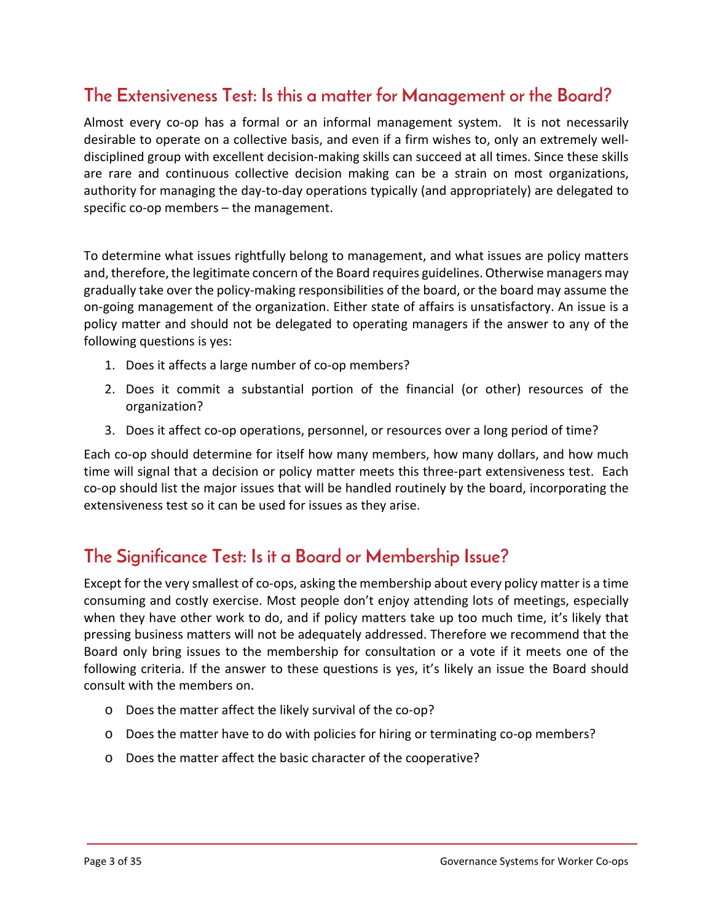## The Extensiveness Test: Is this a matter for Management or the Board?

Almost every co-op has a formal or an informal management system. It is not necessarily desirable to operate on a collective basis, and even if a firm wishes to, only an extremely well-disciplined group with excellent decision-making skills can succeed at all times. Since these skills are rare and continuous collective decision making can be a strain on most organizations, authority for managing the day-to-day operations typically (and appropriately) are delegated to specific co-op members – the management.

To determine what issues rightfully belong to management, and what issues are policy matters and, therefore, the legitimate concern of the Board requires guidelines. Otherwise managers may gradually take over the policy-making responsibilities of the board, or the board may assume the on-going management of the organization. Either state of affairs is unsatisfactory. An issue is a policy matter and should not be delegated to operating managers if the answer to any of the following questions is yes:

1. Does it affects a large number of co-op members?
2. Does it commit a substantial portion of the financial (or other) resources of the organization?
3. Does it affect co-op operations, personnel, or resources over a long period of time?

Each co-op should determine for itself how many members, how many dollars, and how much time will signal that a decision or policy matter meets this three-part extensiveness test. Each co-op should list the major issues that will be handled routinely by the board, incorporating the extensiveness test so it can be used for issues as they arise.

## The Significance Test: Is it a Board or Membership Issue?

Except for the very smallest of co-ops, asking the membership about every policy matter is a time consuming and costly exercise. Most people don't enjoy attending lots of meetings, especially when they have other work to do, and if policy matters take up too much time, it's likely that pressing business matters will not be adequately addressed. Therefore we recommend that the Board only bring issues to the membership for consultation or a vote if it meets one of the following criteria. If the answer to these questions is yes, it's likely an issue the Board should consult with the members on.

- Does the matter affect the likely survival of the co-op?
- Does the matter have to do with policies for hiring or terminating co-op members?
- Does the matter affect the basic character of the cooperative?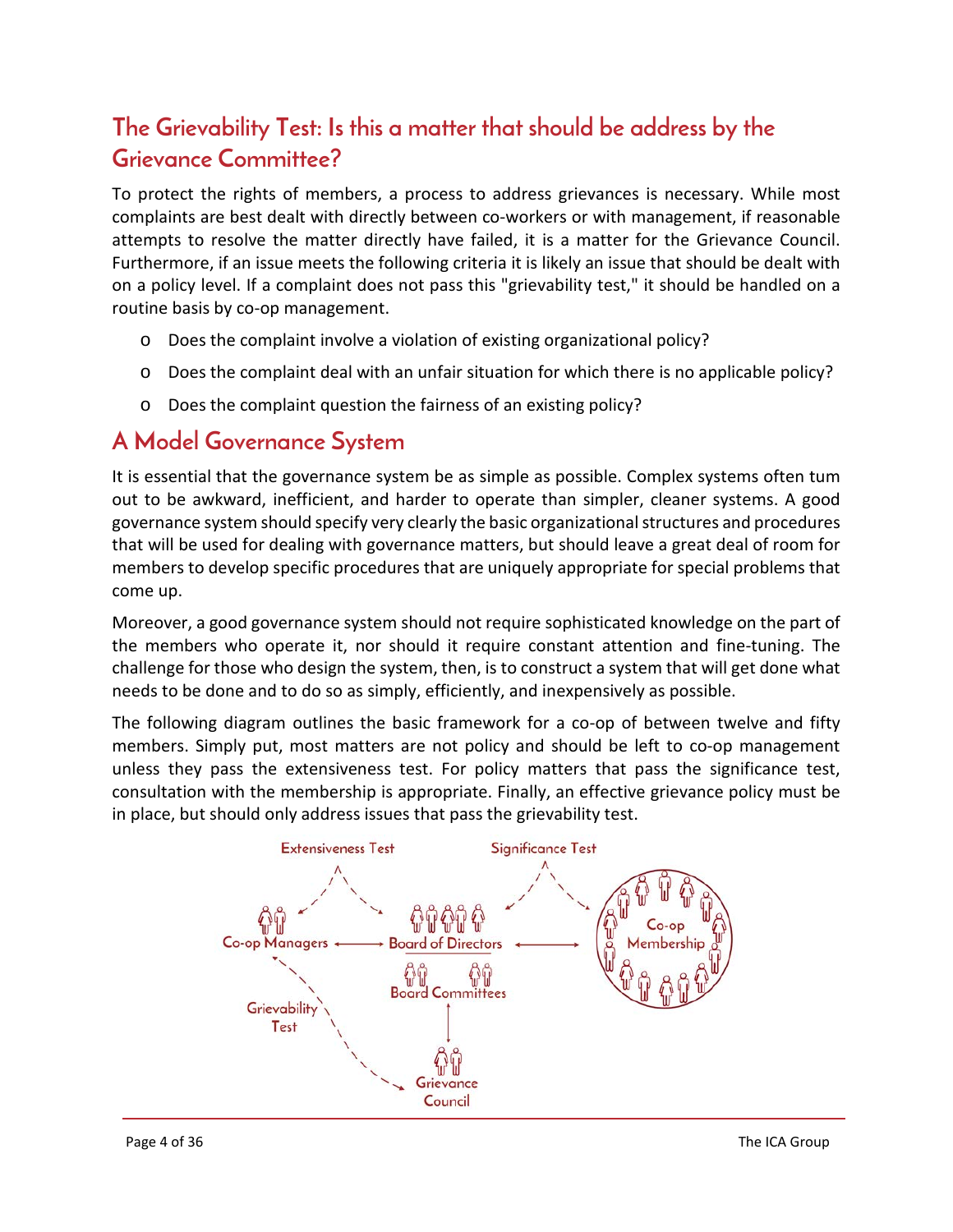## The Grievability Test: Is this a matter that should be address by the Grievance Committee?

To protect the rights of members, a process to address grievances is necessary. While most complaints are best dealt with directly between co-workers or with management, if reasonable attempts to resolve the matter directly have failed, it is a matter for the Grievance Council. Furthermore, if an issue meets the following criteria it is likely an issue that should be dealt with on a policy level. If a complaint does not pass this "grievability test," it should be handled on a routine basis by co-op management.

- Does the complaint involve a violation of existing organizational policy?
- Does the complaint deal with an unfair situation for which there is no applicable policy?
- Does the complaint question the fairness of an existing policy?

## A Model Governance System

It is essential that the governance system be as simple as possible. Complex systems often tum out to be awkward, inefficient, and harder to operate than simpler, cleaner systems. A good governance system should specify very clearly the basic organizational structures and procedures that will be used for dealing with governance matters, but should leave a great deal of room for members to develop specific procedures that are uniquely appropriate for special problems that come up.

Moreover, a good governance system should not require sophisticated knowledge on the part of the members who operate it, nor should it require constant attention and fine-tuning. The challenge for those who design the system, then, is to construct a system that will get done what needs to be done and to do so as simply, efficiently, and inexpensively as possible.

The following diagram outlines the basic framework for a co-op of between twelve and fifty members. Simply put, most matters are not policy and should be left to co-op management unless they pass the extensiveness test. For policy matters that pass the significance test, consultation with the membership is appropriate. Finally, an effective grievance policy must be in place, but should only address issues that pass the grievability test.

Extensiveness Test | Significance Test | Co-op Managers | Board of Directors | Board Committees | Co-op Membership | Grievability Test | Grievance Council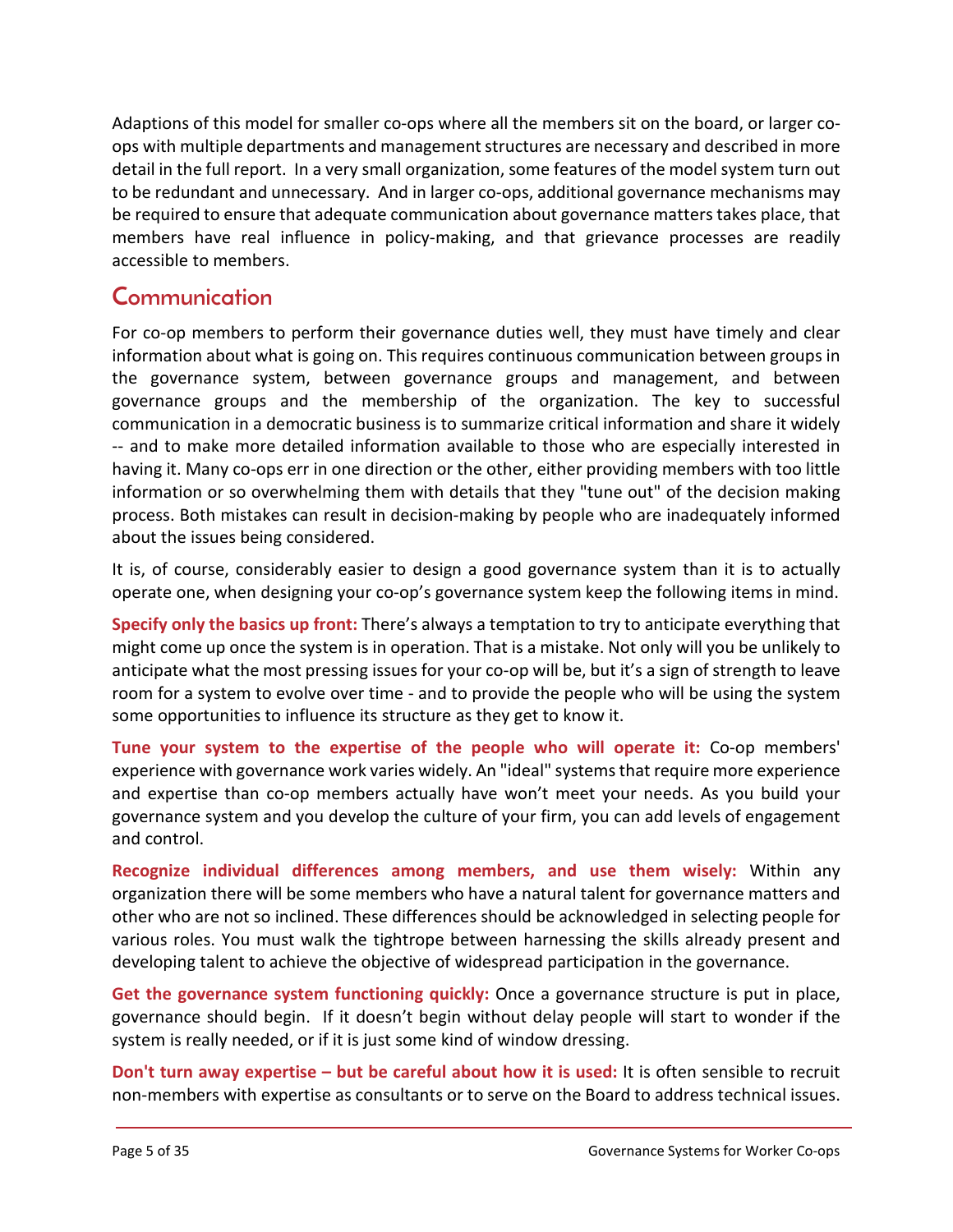Adaptions of this model for smaller co-ops where all the members sit on the board, or larger co-ops with multiple departments and management structures are necessary and described in more detail in the full report. In a very small organization, some features of the model system turn out to be redundant and unnecessary. And in larger co-ops, additional governance mechanisms may be required to ensure that adequate communication about governance matters takes place, that members have real influence in policy-making, and that grievance processes are readily accessible to members.

## Communication

For co-op members to perform their governance duties well, they must have timely and clear information about what is going on. This requires continuous communication between groups in the governance system, between governance groups and management, and between governance groups and the membership of the organization. The key to successful communication in a democratic business is to summarize critical information and share it widely -- and to make more detailed information available to those who are especially interested in having it. Many co-ops err in one direction or the other, either providing members with too little information or so overwhelming them with details that they "tune out" of the decision making process. Both mistakes can result in decision-making by people who are inadequately informed about the issues being considered.

It is, of course, considerably easier to design a good governance system than it is to actually operate one, when designing your co-op's governance system keep the following items in mind.

**Specify only the basics up front:** There's always a temptation to try to anticipate everything that might come up once the system is in operation. That is a mistake. Not only will you be unlikely to anticipate what the most pressing issues for your co-op will be, but it's a sign of strength to leave room for a system to evolve over time - and to provide the people who will be using the system some opportunities to influence its structure as they get to know it.

**Tune your system to the expertise of the people who will operate it:** Co-op members' experience with governance work varies widely. An "ideal" systems that require more experience and expertise than co-op members actually have won't meet your needs. As you build your governance system and you develop the culture of your firm, you can add levels of engagement and control.

**Recognize individual differences among members, and use them wisely:** Within any organization there will be some members who have a natural talent for governance matters and other who are not so inclined. These differences should be acknowledged in selecting people for various roles. You must walk the tightrope between harnessing the skills already present and developing talent to achieve the objective of widespread participation in the governance.

**Get the governance system functioning quickly:** Once a governance structure is put in place, governance should begin. If it doesn't begin without delay people will start to wonder if the system is really needed, or if it is just some kind of window dressing.

**Don't turn away expertise – but be careful about how it is used:** It is often sensible to recruit non-members with expertise as consultants or to serve on the Board to address technical issues.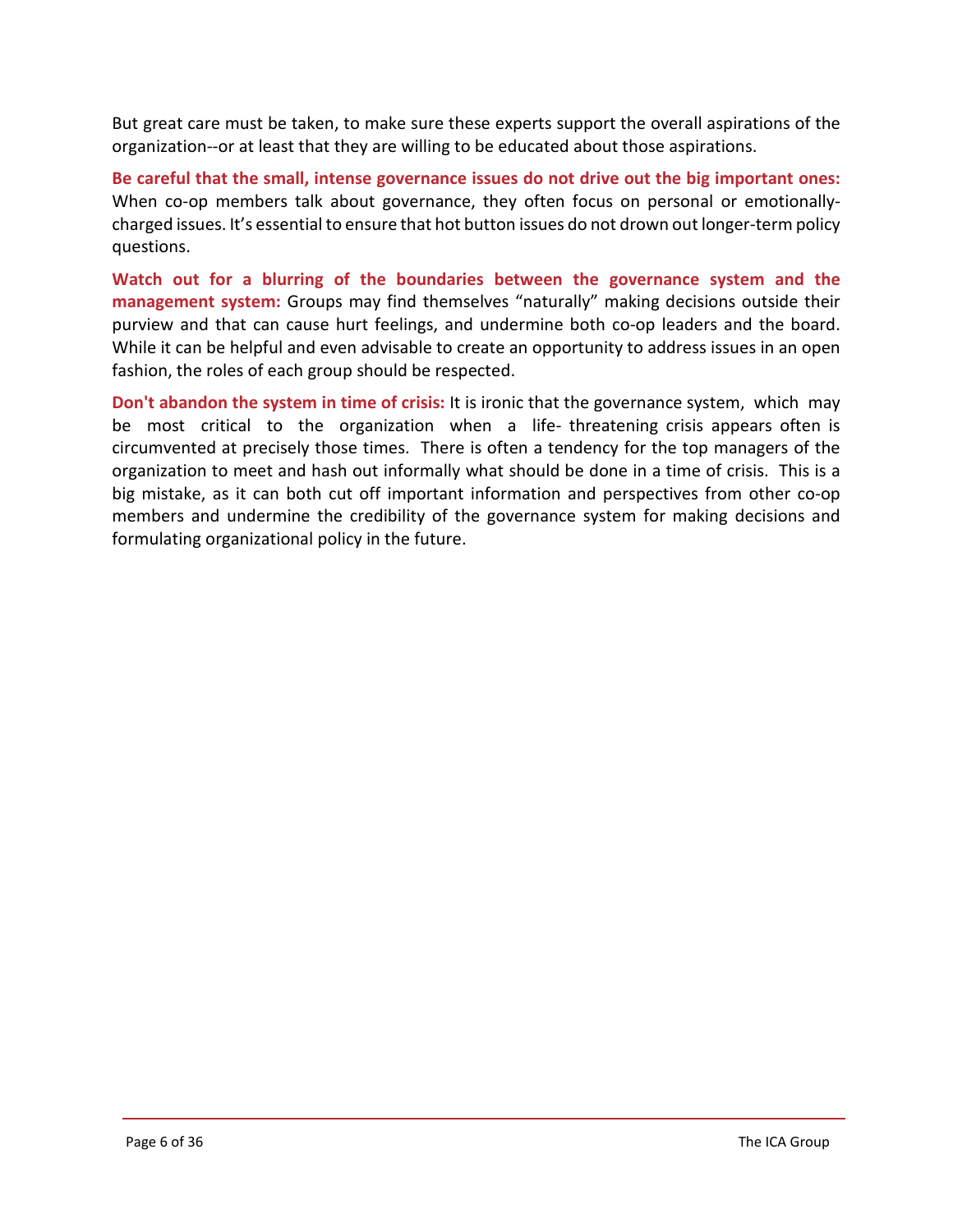But great care must be taken, to make sure these experts support the overall aspirations of the organization--or at least that they are willing to be educated about those aspirations.

**Be careful that the small, intense governance issues do not drive out the big important ones:** When co-op members talk about governance, they often focus on personal or emotionally-charged issues. It's essential to ensure that hot button issues do not drown out longer-term policy questions.

**Watch out for a blurring of the boundaries between the governance system and the management system:** Groups may find themselves "naturally" making decisions outside their purview and that can cause hurt feelings, and undermine both co-op leaders and the board. While it can be helpful and even advisable to create an opportunity to address issues in an open fashion, the roles of each group should be respected.

**Don't abandon the system in time of crisis:** It is ironic that the governance system, which may be most critical to the organization when a life- threatening crisis appears often is circumvented at precisely those times. There is often a tendency for the top managers of the organization to meet and hash out informally what should be done in a time of crisis. This is a big mistake, as it can both cut off important information and perspectives from other co-op members and undermine the credibility of the governance system for making decisions and formulating organizational policy in the future.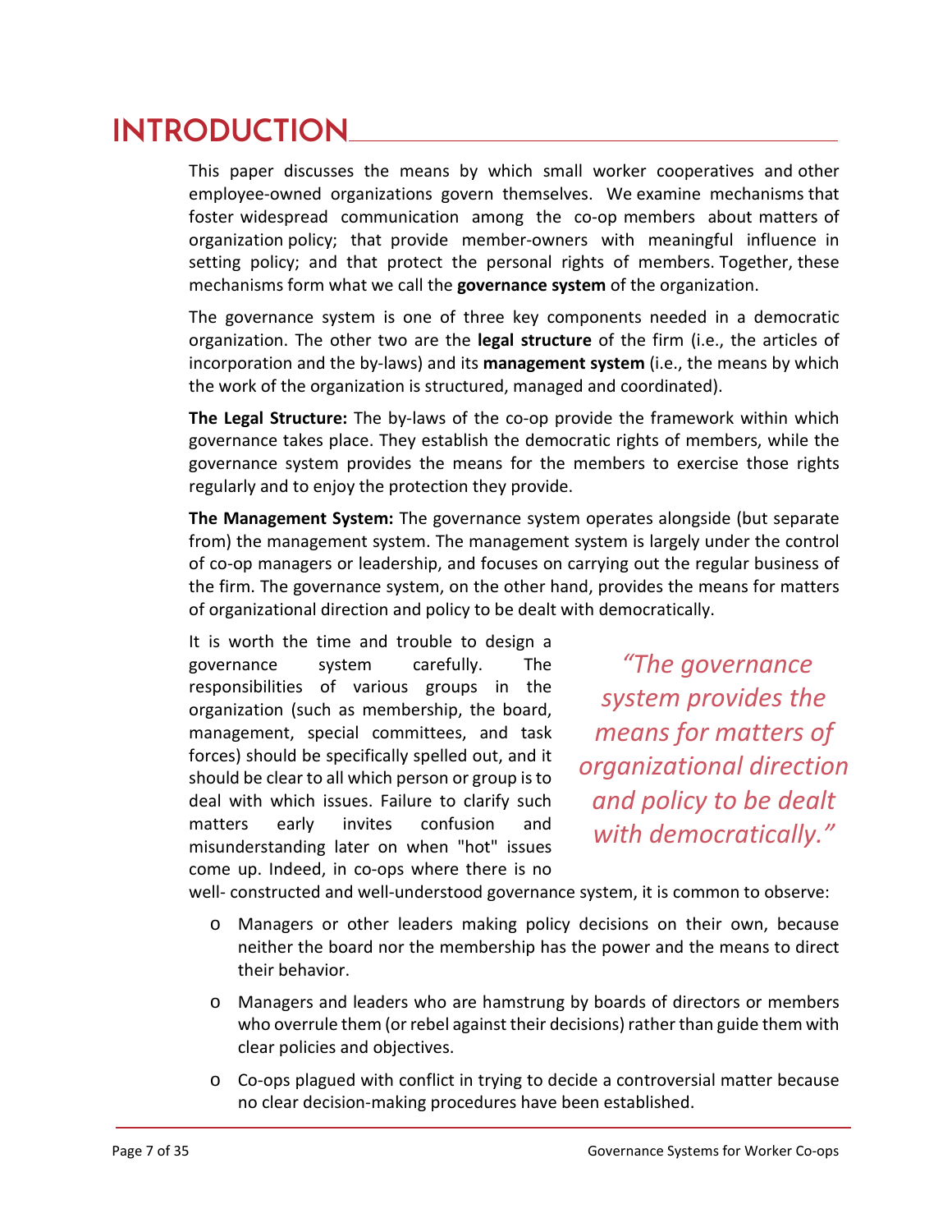# INTRODUCTION

This paper discusses the means by which small worker cooperatives and other employee-owned organizations govern themselves. We examine mechanisms that foster widespread communication among the co-op members about matters of organization policy; that provide member-owners with meaningful influence in setting policy; and that protect the personal rights of members. Together, these mechanisms form what we call the **governance system** of the organization.

The governance system is one of three key components needed in a democratic organization. The other two are the **legal structure** of the firm (i.e., the articles of incorporation and the by-laws) and its **management system** (i.e., the means by which the work of the organization is structured, managed and coordinated).

**The Legal Structure:** The by-laws of the co-op provide the framework within which governance takes place. They establish the democratic rights of members, while the governance system provides the means for the members to exercise those rights regularly and to enjoy the protection they provide.

**The Management System:** The governance system operates alongside (but separate from) the management system. The management system is largely under the control of co-op managers or leadership, and focuses on carrying out the regular business of the firm. The governance system, on the other hand, provides the means for matters of organizational direction and policy to be dealt with democratically.

> *"The governance system provides the means for matters of organizational direction and policy to be dealt with democratically."*

It is worth the time and trouble to design a governance system carefully. The responsibilities of various groups in the organization (such as membership, the board, management, special committees, and task forces) should be specifically spelled out, and it should be clear to all which person or group is to deal with which issues. Failure to clarify such matters early invites confusion and misunderstanding later on when "hot" issues come up. Indeed, in co-ops where there is no well- constructed and well-understood governance system, it is common to observe:

- Managers or other leaders making policy decisions on their own, because neither the board nor the membership has the power and the means to direct their behavior.
- Managers and leaders who are hamstrung by boards of directors or members who overrule them (or rebel against their decisions) rather than guide them with clear policies and objectives.
- Co-ops plagued with conflict in trying to decide a controversial matter because no clear decision-making procedures have been established.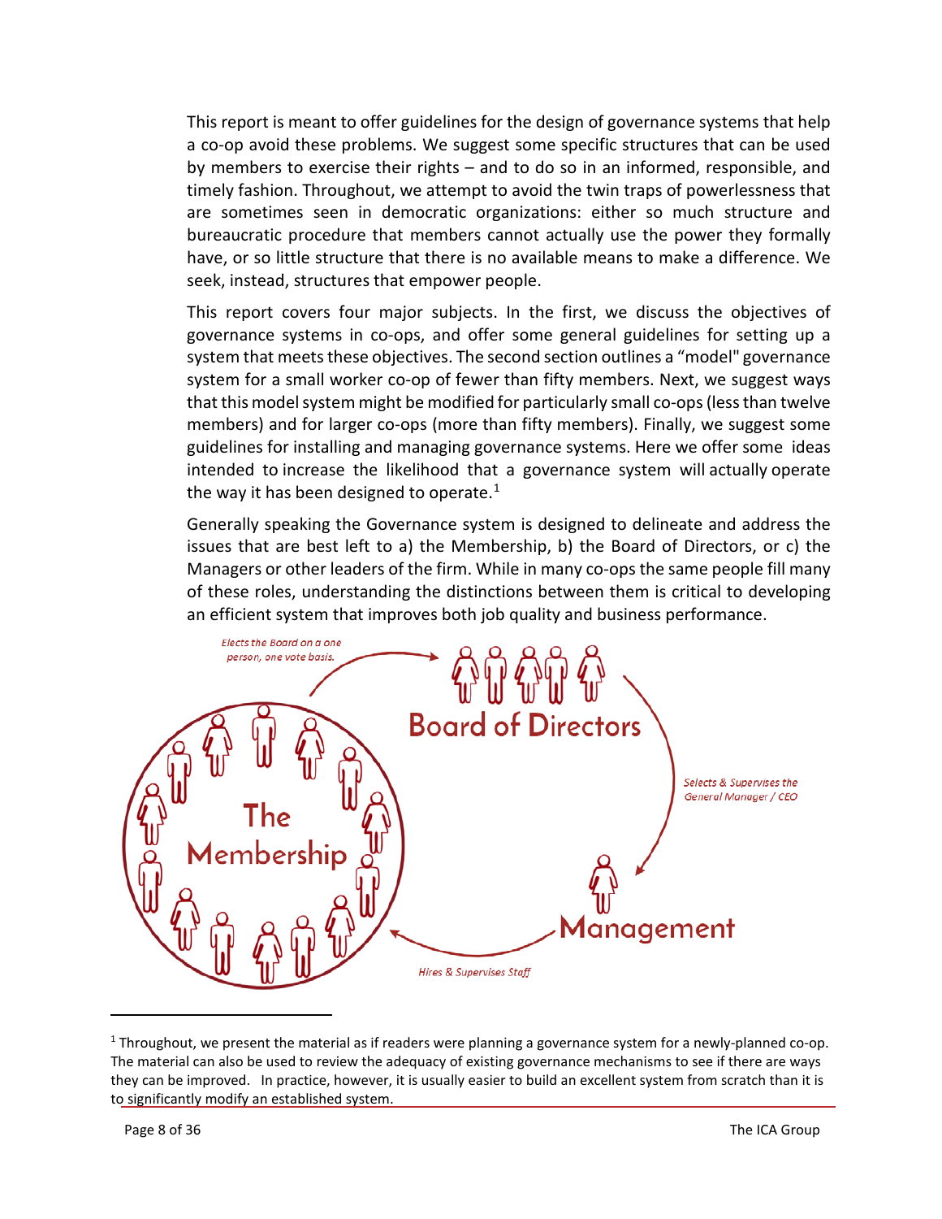This report is meant to offer guidelines for the design of governance systems that help a co-op avoid these problems. We suggest some specific structures that can be used by members to exercise their rights – and to do so in an informed, responsible, and timely fashion. Throughout, we attempt to avoid the twin traps of powerlessness that are sometimes seen in democratic organizations: either so much structure and bureaucratic procedure that members cannot actually use the power they formally have, or so little structure that there is no available means to make a difference. We seek, instead, structures that empower people.

This report covers four major subjects. In the first, we discuss the objectives of governance systems in co-ops, and offer some general guidelines for setting up a system that meets these objectives. The second section outlines a "model" governance system for a small worker co-op of fewer than fifty members. Next, we suggest ways that this model system might be modified for particularly small co-ops (less than twelve members) and for larger co-ops (more than fifty members). Finally, we suggest some guidelines for installing and managing governance systems. Here we offer some ideas intended to increase the likelihood that a governance system will actually operate the way it has been designed to operate.[1]

Generally speaking the Governance system is designed to delineate and address the issues that are best left to a) the Membership, b) the Board of Directors, or c) the Managers or other leaders of the firm. While in many co-ops the same people fill many of these roles, understanding the distinctions between them is critical to developing an efficient system that improves both job quality and business performance.

*Elects the Board on a one person, one vote basis.*

**Board of Directors**

*Selects & Supervises the General Manager / CEO*

**Management**

*Hires & Supervises Staff*

**The Membership**

[1] Throughout, we present the material as if readers were planning a governance system for a newly-planned co-op. The material can also be used to review the adequacy of existing governance mechanisms to see if there are ways they can be improved. In practice, however, it is usually easier to build an excellent system from scratch than it is to significantly modify an established system.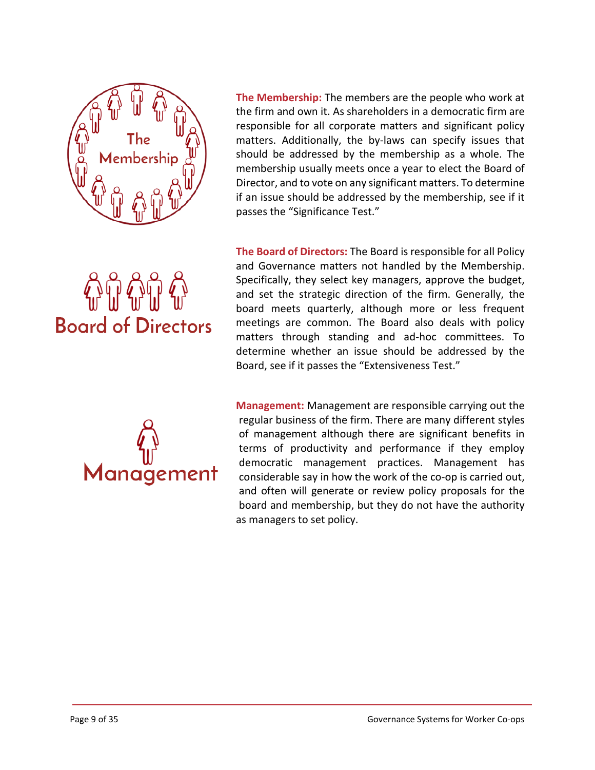**The Membership:** The members are the people who work at the firm and own it. As shareholders in a democratic firm are responsible for all corporate matters and significant policy matters. Additionally, the by-laws can specify issues that should be addressed by the membership as a whole. The membership usually meets once a year to elect the Board of Director, and to vote on any significant matters. To determine if an issue should be addressed by the membership, see if it passes the "Significance Test."

**The Board of Directors:** The Board is responsible for all Policy and Governance matters not handled by the Membership. Specifically, they select key managers, approve the budget, and set the strategic direction of the firm. Generally, the board meets quarterly, although more or less frequent meetings are common. The Board also deals with policy matters through standing and ad-hoc committees. To determine whether an issue should be addressed by the Board, see if it passes the "Extensiveness Test."

**Management:** Management are responsible carrying out the regular business of the firm. There are many different styles of management although there are significant benefits in terms of productivity and performance if they employ democratic management practices. Management has considerable say in how the work of the co-op is carried out, and often will generate or review policy proposals for the board and membership, but they do not have the authority as managers to set policy.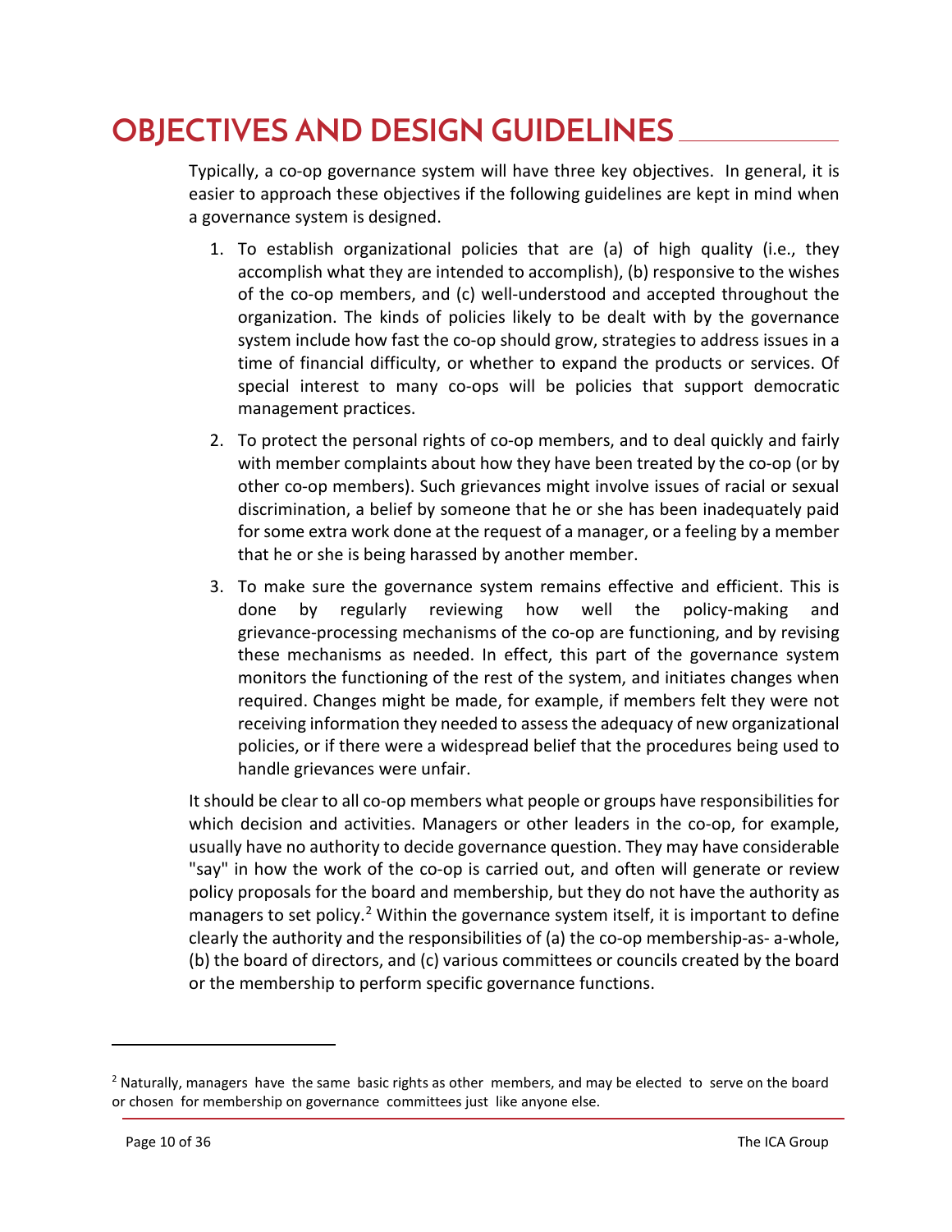# OBJECTIVES AND DESIGN GUIDELINES

Typically, a co-op governance system will have three key objectives. In general, it is easier to approach these objectives if the following guidelines are kept in mind when a governance system is designed.

1. To establish organizational policies that are (a) of high quality (i.e., they accomplish what they are intended to accomplish), (b) responsive to the wishes of the co-op members, and (c) well-understood and accepted throughout the organization. The kinds of policies likely to be dealt with by the governance system include how fast the co-op should grow, strategies to address issues in a time of financial difficulty, or whether to expand the products or services. Of special interest to many co-ops will be policies that support democratic management practices.

2. To protect the personal rights of co-op members, and to deal quickly and fairly with member complaints about how they have been treated by the co-op (or by other co-op members). Such grievances might involve issues of racial or sexual discrimination, a belief by someone that he or she has been inadequately paid for some extra work done at the request of a manager, or a feeling by a member that he or she is being harassed by another member.

3. To make sure the governance system remains effective and efficient. This is done by regularly reviewing how well the policy-making and grievance-processing mechanisms of the co-op are functioning, and by revising these mechanisms as needed. In effect, this part of the governance system monitors the functioning of the rest of the system, and initiates changes when required. Changes might be made, for example, if members felt they were not receiving information they needed to assess the adequacy of new organizational policies, or if there were a widespread belief that the procedures being used to handle grievances were unfair.

It should be clear to all co-op members what people or groups have responsibilities for which decision and activities. Managers or other leaders in the co-op, for example, usually have no authority to decide governance question. They may have considerable "say" in how the work of the co-op is carried out, and often will generate or review policy proposals for the board and membership, but they do not have the authority as managers to set policy.[2] Within the governance system itself, it is important to define clearly the authority and the responsibilities of (a) the co-op membership-as- a-whole, (b) the board of directors, and (c) various committees or councils created by the board or the membership to perform specific governance functions.

[2] Naturally, managers have the same basic rights as other members, and may be elected to serve on the board or chosen for membership on governance committees just like anyone else.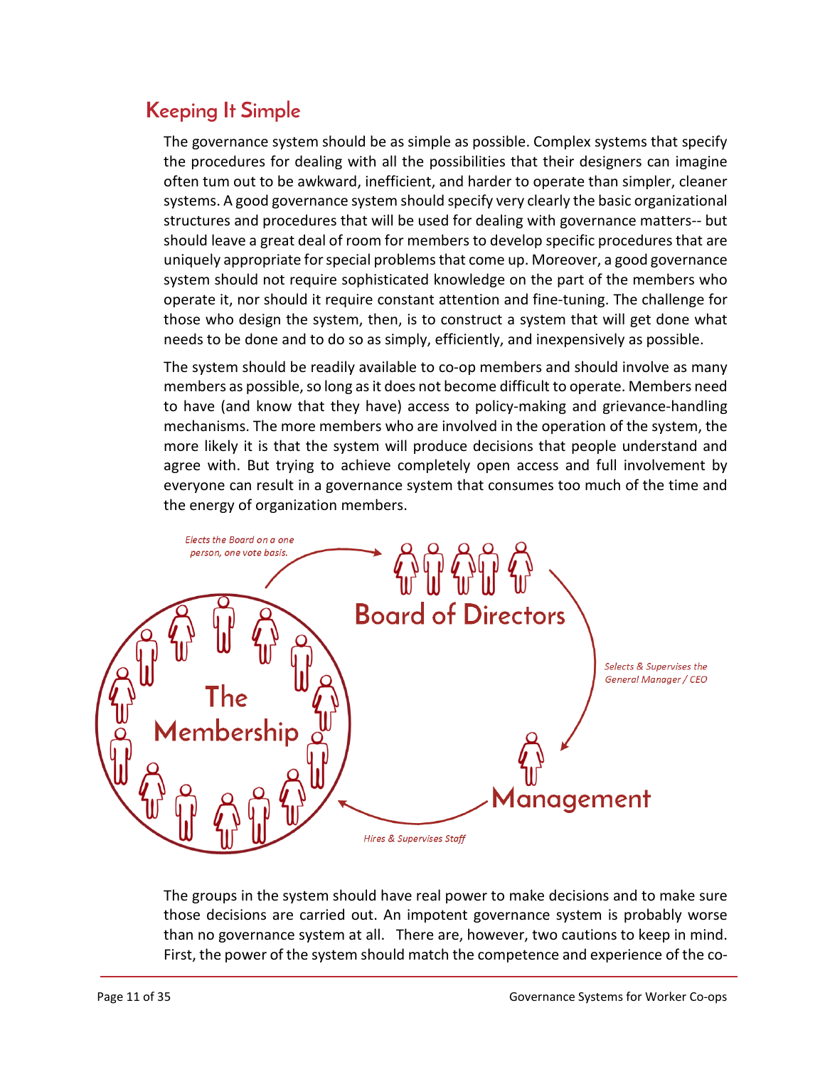## Keeping It Simple

The governance system should be as simple as possible. Complex systems that specify the procedures for dealing with all the possibilities that their designers can imagine often tum out to be awkward, inefficient, and harder to operate than simpler, cleaner systems. A good governance system should specify very clearly the basic organizational structures and procedures that will be used for dealing with governance matters-- but should leave a great deal of room for members to develop specific procedures that are uniquely appropriate for special problems that come up. Moreover, a good governance system should not require sophisticated knowledge on the part of the members who operate it, nor should it require constant attention and fine-tuning. The challenge for those who design the system, then, is to construct a system that will get done what needs to be done and to do so as simply, efficiently, and inexpensively as possible.

The system should be readily available to co-op members and should involve as many members as possible, so long as it does not become difficult to operate. Members need to have (and know that they have) access to policy-making and grievance-handling mechanisms. The more members who are involved in the operation of the system, the more likely it is that the system will produce decisions that people understand and agree with. But trying to achieve completely open access and full involvement by everyone can result in a governance system that consumes too much of the time and the energy of organization members.

The groups in the system should have real power to make decisions and to make sure those decisions are carried out. An impotent governance system is probably worse than no governance system at all. There are, however, two cautions to keep in mind. First, the power of the system should match the competence and experience of the co-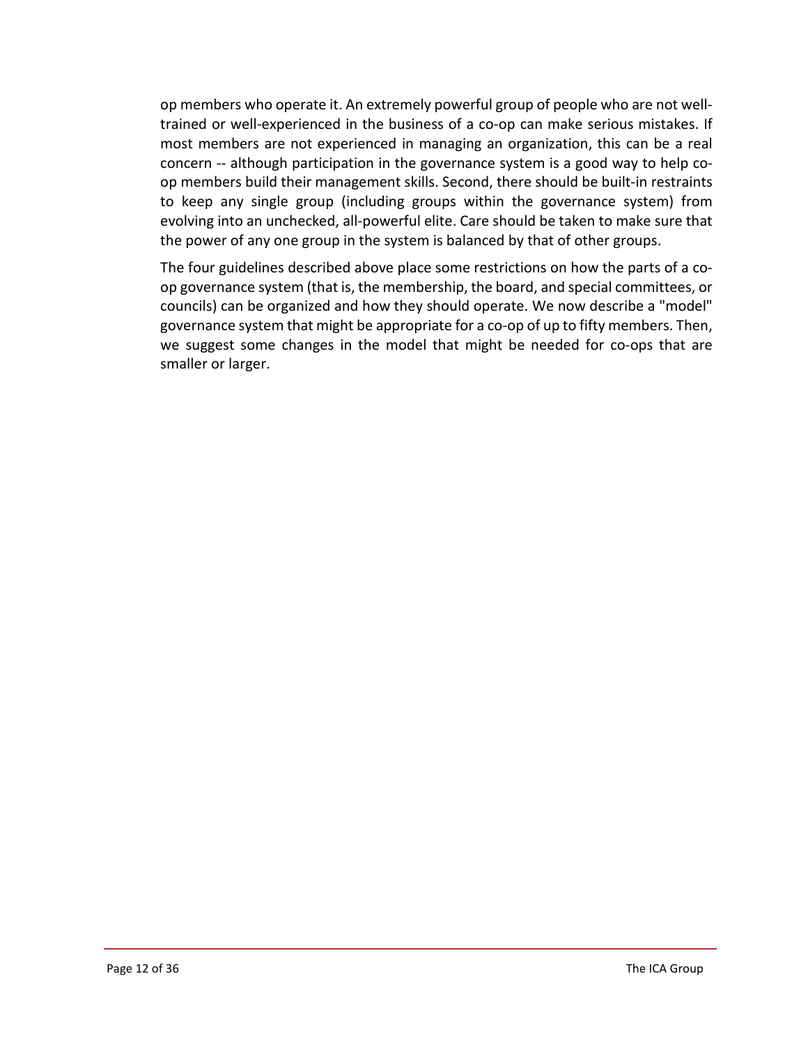op members who operate it. An extremely powerful group of people who are not well-trained or well-experienced in the business of a co-op can make serious mistakes. If most members are not experienced in managing an organization, this can be a real concern -- although participation in the governance system is a good way to help co-op members build their management skills. Second, there should be built-in restraints to keep any single group (including groups within the governance system) from evolving into an unchecked, all-powerful elite. Care should be taken to make sure that the power of any one group in the system is balanced by that of other groups.

The four guidelines described above place some restrictions on how the parts of a co-op governance system (that is, the membership, the board, and special committees, or councils) can be organized and how they should operate. We now describe a "model" governance system that might be appropriate for a co-op of up to fifty members. Then, we suggest some changes in the model that might be needed for co-ops that are smaller or larger.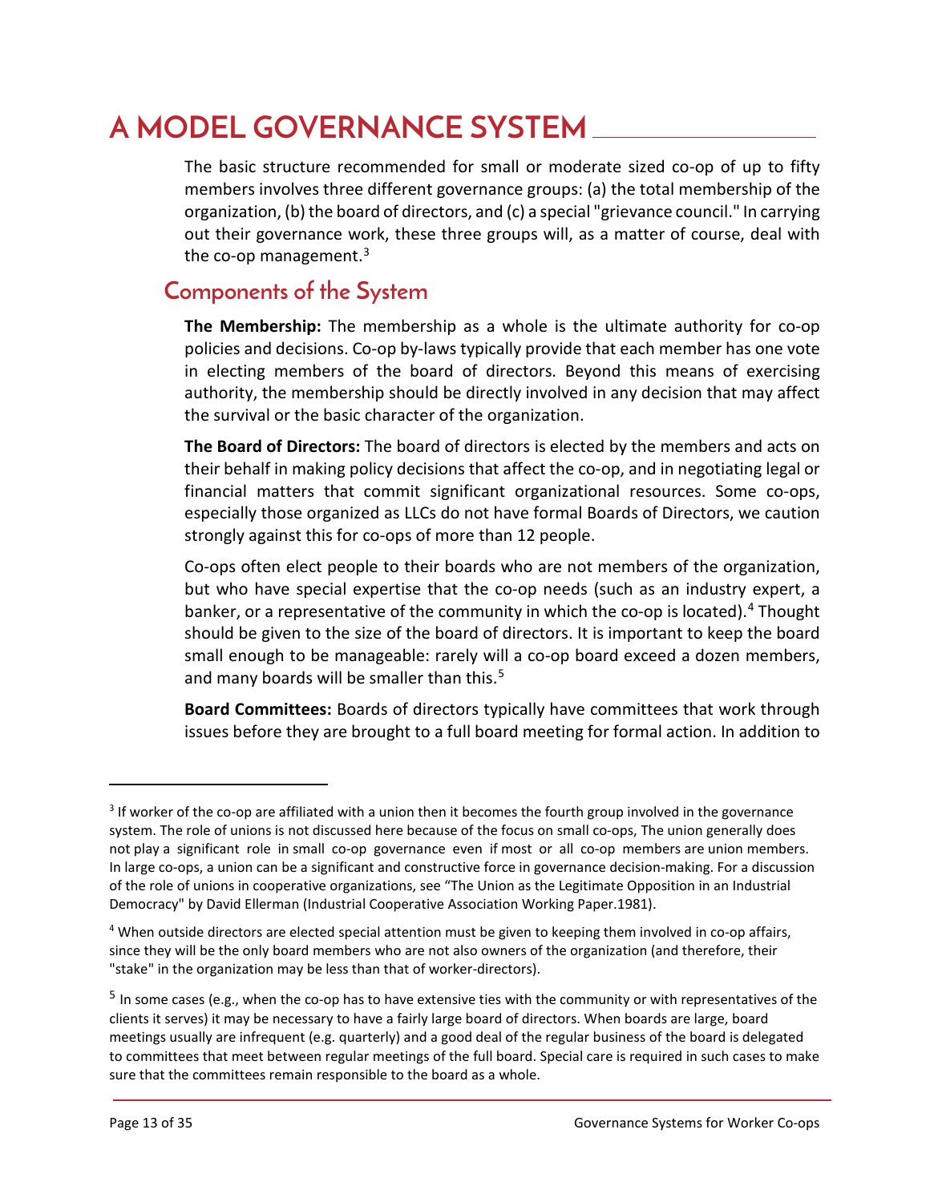# A MODEL GOVERNANCE SYSTEM

The basic structure recommended for small or moderate sized co-op of up to fifty members involves three different governance groups: (a) the total membership of the organization, (b) the board of directors, and (c) a special "grievance council." In carrying out their governance work, these three groups will, as a matter of course, deal with the co-op management.[3]

## Components of the System

**The Membership:** The membership as a whole is the ultimate authority for co-op policies and decisions. Co-op by-laws typically provide that each member has one vote in electing members of the board of directors. Beyond this means of exercising authority, the membership should be directly involved in any decision that may affect the survival or the basic character of the organization.

**The Board of Directors:** The board of directors is elected by the members and acts on their behalf in making policy decisions that affect the co-op, and in negotiating legal or financial matters that commit significant organizational resources. Some co-ops, especially those organized as LLCs do not have formal Boards of Directors, we caution strongly against this for co-ops of more than 12 people.

Co-ops often elect people to their boards who are not members of the organization, but who have special expertise that the co-op needs (such as an industry expert, a banker, or a representative of the community in which the co-op is located).[4] Thought should be given to the size of the board of directors. It is important to keep the board small enough to be manageable: rarely will a co-op board exceed a dozen members, and many boards will be smaller than this.[5]

**Board Committees:** Boards of directors typically have committees that work through issues before they are brought to a full board meeting for formal action. In addition to

---

[3] If worker of the co-op are affiliated with a union then it becomes the fourth group involved in the governance system. The role of unions is not discussed here because of the focus on small co-ops, The union generally does not play a significant role in small co-op governance even if most or all co-op members are union members. In large co-ops, a union can be a significant and constructive force in governance decision-making. For a discussion of the role of unions in cooperative organizations, see "The Union as the Legitimate Opposition in an Industrial Democracy" by David Ellerman (Industrial Cooperative Association Working Paper.1981).

[4] When outside directors are elected special attention must be given to keeping them involved in co-op affairs, since they will be the only board members who are not also owners of the organization (and therefore, their "stake" in the organization may be less than that of worker-directors).

[5] In some cases (e.g., when the co-op has to have extensive ties with the community or with representatives of the clients it serves) it may be necessary to have a fairly large board of directors. When boards are large, board meetings usually are infrequent (e.g. quarterly) and a good deal of the regular business of the board is delegated to committees that meet between regular meetings of the full board. Special care is required in such cases to make sure that the committees remain responsible to the board as a whole.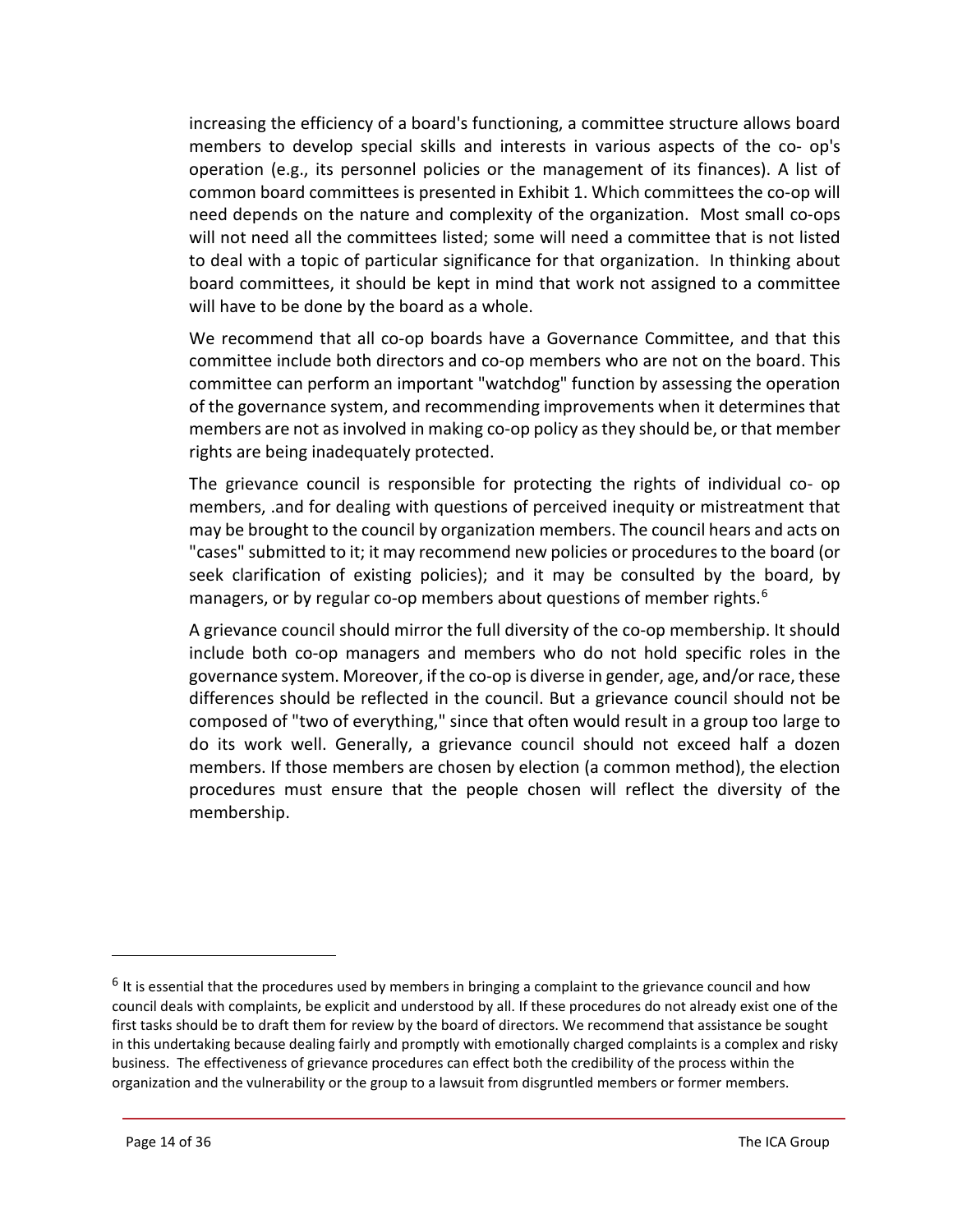increasing the efficiency of a board's functioning, a committee structure allows board members to develop special skills and interests in various aspects of the co- op's operation (e.g., its personnel policies or the management of its finances). A list of common board committees is presented in Exhibit 1. Which committees the co-op will need depends on the nature and complexity of the organization. Most small co-ops will not need all the committees listed; some will need a committee that is not listed to deal with a topic of particular significance for that organization. In thinking about board committees, it should be kept in mind that work not assigned to a committee will have to be done by the board as a whole.

We recommend that all co-op boards have a Governance Committee, and that this committee include both directors and co-op members who are not on the board. This committee can perform an important "watchdog" function by assessing the operation of the governance system, and recommending improvements when it determines that members are not as involved in making co-op policy as they should be, or that member rights are being inadequately protected.

The grievance council is responsible for protecting the rights of individual co- op members, .and for dealing with questions of perceived inequity or mistreatment that may be brought to the council by organization members. The council hears and acts on "cases" submitted to it; it may recommend new policies or procedures to the board (or seek clarification of existing policies); and it may be consulted by the board, by managers, or by regular co-op members about questions of member rights.[6]

A grievance council should mirror the full diversity of the co-op membership. It should include both co-op managers and members who do not hold specific roles in the governance system. Moreover, if the co-op is diverse in gender, age, and/or race, these differences should be reflected in the council. But a grievance council should not be composed of "two of everything," since that often would result in a group too large to do its work well. Generally, a grievance council should not exceed half a dozen members. If those members are chosen by election (a common method), the election procedures must ensure that the people chosen will reflect the diversity of the membership.

---

[6] It is essential that the procedures used by members in bringing a complaint to the grievance council and how council deals with complaints, be explicit and understood by all. If these procedures do not already exist one of the first tasks should be to draft them for review by the board of directors. We recommend that assistance be sought in this undertaking because dealing fairly and promptly with emotionally charged complaints is a complex and risky business. The effectiveness of grievance procedures can effect both the credibility of the process within the organization and the vulnerability or the group to a lawsuit from disgruntled members or former members.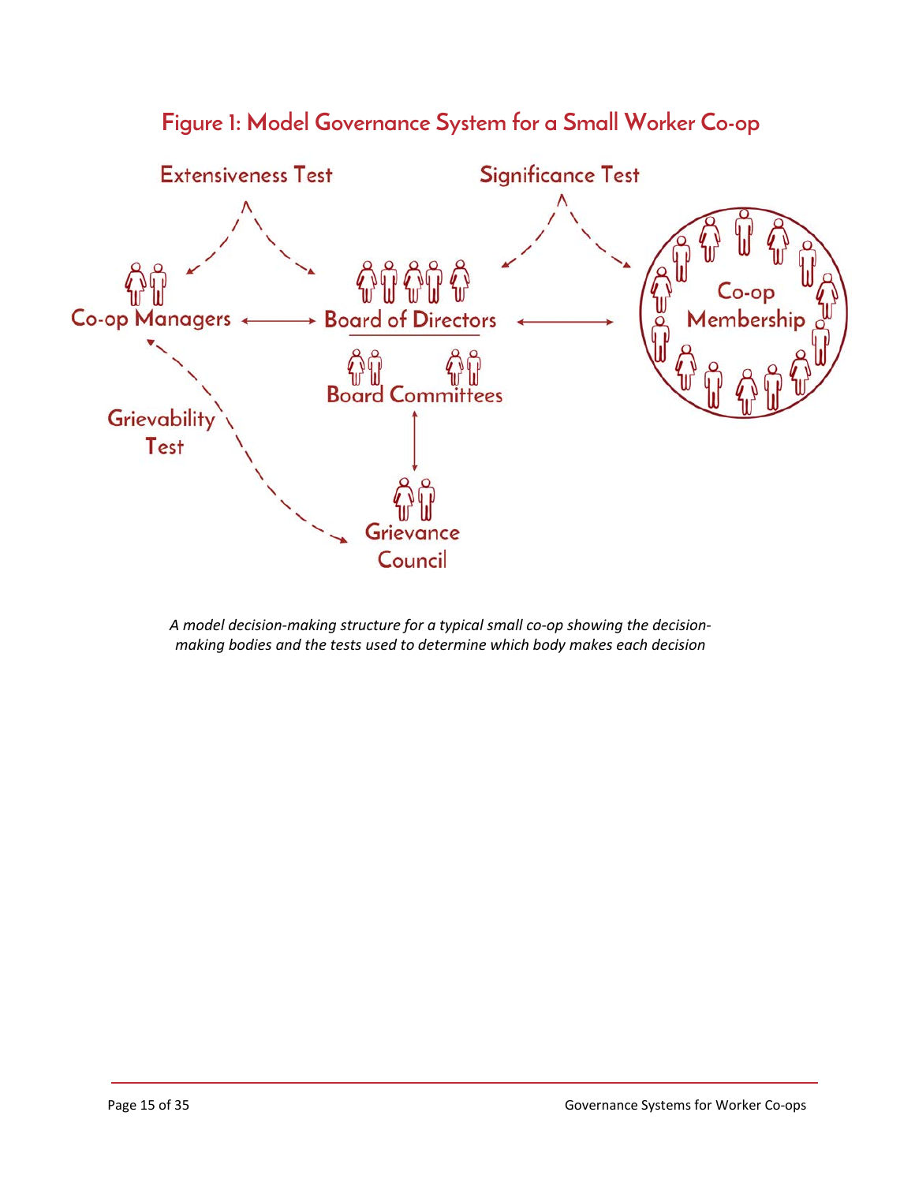## Figure 1: Model Governance System for a Small Worker Co-op

Extensiveness Test

Significance Test

Co-op Managers

Board of Directors

Co-op Membership

Board Committees

Grievability Test

Grievance Council

*A model decision-making structure for a typical small co-op showing the decision-making bodies and the tests used to determine which body makes each decision*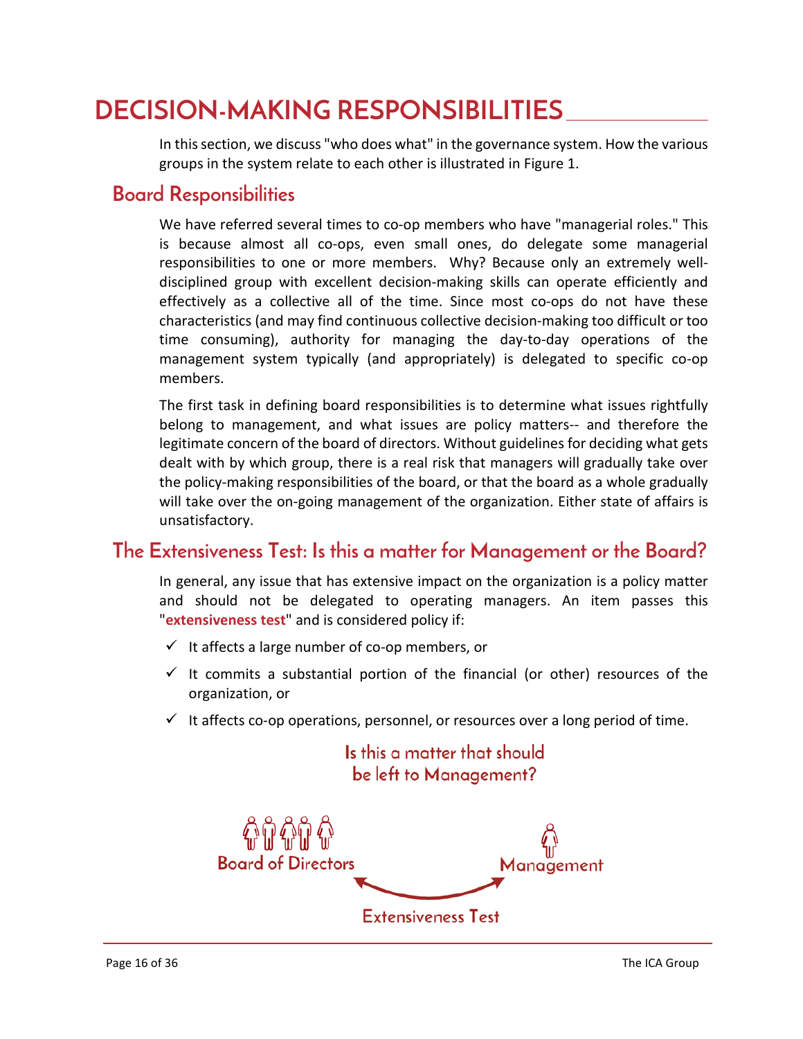# DECISION-MAKING RESPONSIBILITIES

In this section, we discuss "who does what" in the governance system. How the various groups in the system relate to each other is illustrated in Figure 1.

## Board Responsibilities

We have referred several times to co-op members who have "managerial roles." This is because almost all co-ops, even small ones, do delegate some managerial responsibilities to one or more members. Why? Because only an extremely well-disciplined group with excellent decision-making skills can operate efficiently and effectively as a collective all of the time. Since most co-ops do not have these characteristics (and may find continuous collective decision-making too difficult or too time consuming), authority for managing the day-to-day operations of the management system typically (and appropriately) is delegated to specific co-op members.

The first task in defining board responsibilities is to determine what issues rightfully belong to management, and what issues are policy matters-- and therefore the legitimate concern of the board of directors. Without guidelines for deciding what gets dealt with by which group, there is a real risk that managers will gradually take over the policy-making responsibilities of the board, or that the board as a whole gradually will take over the on-going management of the organization. Either state of affairs is unsatisfactory.

## The Extensiveness Test: Is this a matter for Management or the Board?

In general, any issue that has extensive impact on the organization is a policy matter and should not be delegated to operating managers. An item passes this "**extensiveness test**" and is considered policy if:

- ✓ It affects a large number of co-op members, or
- ✓ It commits a substantial portion of the financial (or other) resources of the organization, or
- ✓ It affects co-op operations, personnel, or resources over a long period of time.

Is this a matter that should be left to Management?

Board of Directors ↔ Management

Extensiveness Test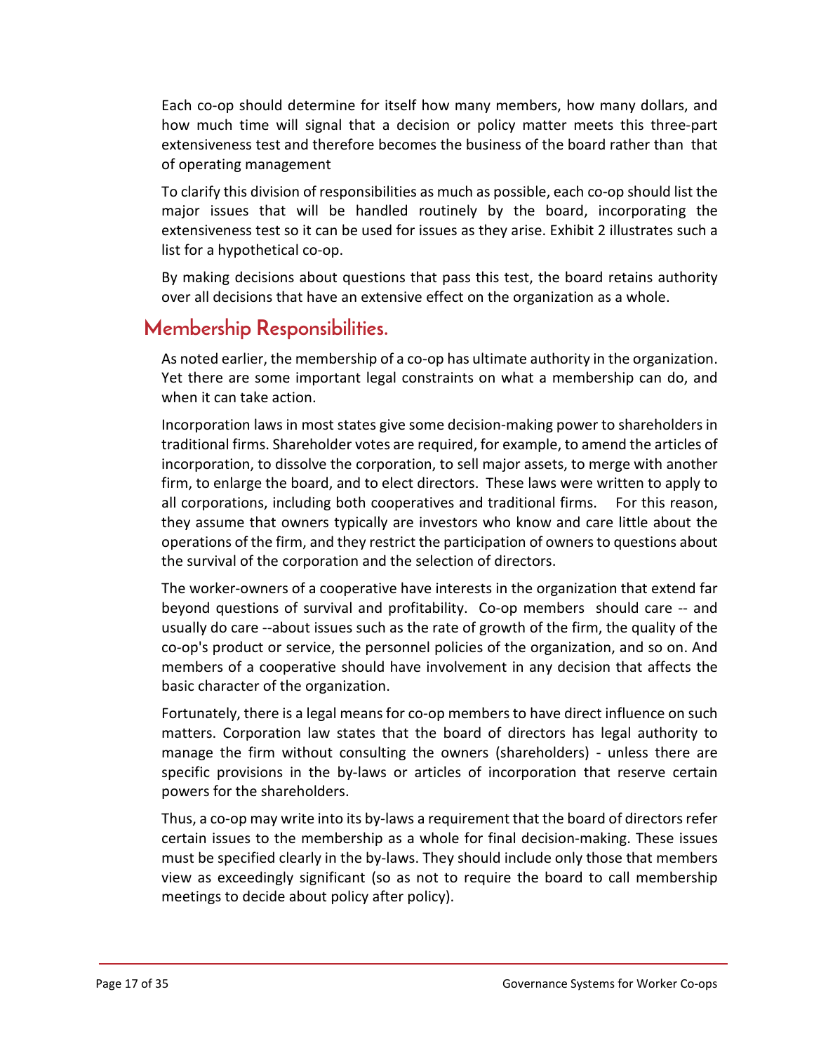Each co-op should determine for itself how many members, how many dollars, and how much time will signal that a decision or policy matter meets this three-part extensiveness test and therefore becomes the business of the board rather than that of operating management

To clarify this division of responsibilities as much as possible, each co-op should list the major issues that will be handled routinely by the board, incorporating the extensiveness test so it can be used for issues as they arise. Exhibit 2 illustrates such a list for a hypothetical co-op.

By making decisions about questions that pass this test, the board retains authority over all decisions that have an extensive effect on the organization as a whole.

## Membership Responsibilities.

As noted earlier, the membership of a co-op has ultimate authority in the organization. Yet there are some important legal constraints on what a membership can do, and when it can take action.

Incorporation laws in most states give some decision-making power to shareholders in traditional firms. Shareholder votes are required, for example, to amend the articles of incorporation, to dissolve the corporation, to sell major assets, to merge with another firm, to enlarge the board, and to elect directors. These laws were written to apply to all corporations, including both cooperatives and traditional firms. For this reason, they assume that owners typically are investors who know and care little about the operations of the firm, and they restrict the participation of owners to questions about the survival of the corporation and the selection of directors.

The worker-owners of a cooperative have interests in the organization that extend far beyond questions of survival and profitability. Co-op members should care -- and usually do care --about issues such as the rate of growth of the firm, the quality of the co-op's product or service, the personnel policies of the organization, and so on. And members of a cooperative should have involvement in any decision that affects the basic character of the organization.

Fortunately, there is a legal means for co-op members to have direct influence on such matters. Corporation law states that the board of directors has legal authority to manage the firm without consulting the owners (shareholders) - unless there are specific provisions in the by-laws or articles of incorporation that reserve certain powers for the shareholders.

Thus, a co-op may write into its by-laws a requirement that the board of directors refer certain issues to the membership as a whole for final decision-making. These issues must be specified clearly in the by-laws. They should include only those that members view as exceedingly significant (so as not to require the board to call membership meetings to decide about policy after policy).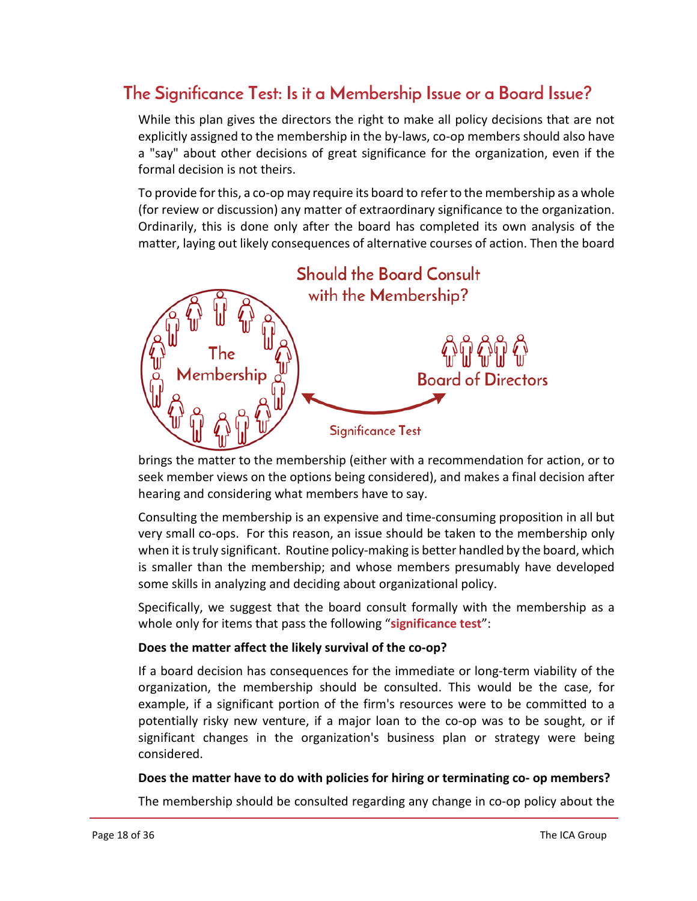## The Significance Test: Is it a Membership Issue or a Board Issue?

While this plan gives the directors the right to make all policy decisions that are not explicitly assigned to the membership in the by-laws, co-op members should also have a "say" about other decisions of great significance for the organization, even if the formal decision is not theirs.

To provide for this, a co-op may require its board to refer to the membership as a whole (for review or discussion) any matter of extraordinary significance to the organization. Ordinarily, this is done only after the board has completed its own analysis of the matter, laying out likely consequences of alternative courses of action. Then the board brings the matter to the membership (either with a recommendation for action, or to seek member views on the options being considered), and makes a final decision after hearing and considering what members have to say.

Consulting the membership is an expensive and time-consuming proposition in all but very small co-ops. For this reason, an issue should be taken to the membership only when it is truly significant. Routine policy-making is better handled by the board, which is smaller than the membership; and whose members presumably have developed some skills in analyzing and deciding about organizational policy.

Specifically, we suggest that the board consult formally with the membership as a whole only for items that pass the following "**significance test**":

**Does the matter affect the likely survival of the co-op?**

If a board decision has consequences for the immediate or long-term viability of the organization, the membership should be consulted. This would be the case, for example, if a significant portion of the firm's resources were to be committed to a potentially risky new venture, if a major loan to the co-op was to be sought, or if significant changes in the organization's business plan or strategy were being considered.

**Does the matter have to do with policies for hiring or terminating co- op members?**

The membership should be consulted regarding any change in co-op policy about the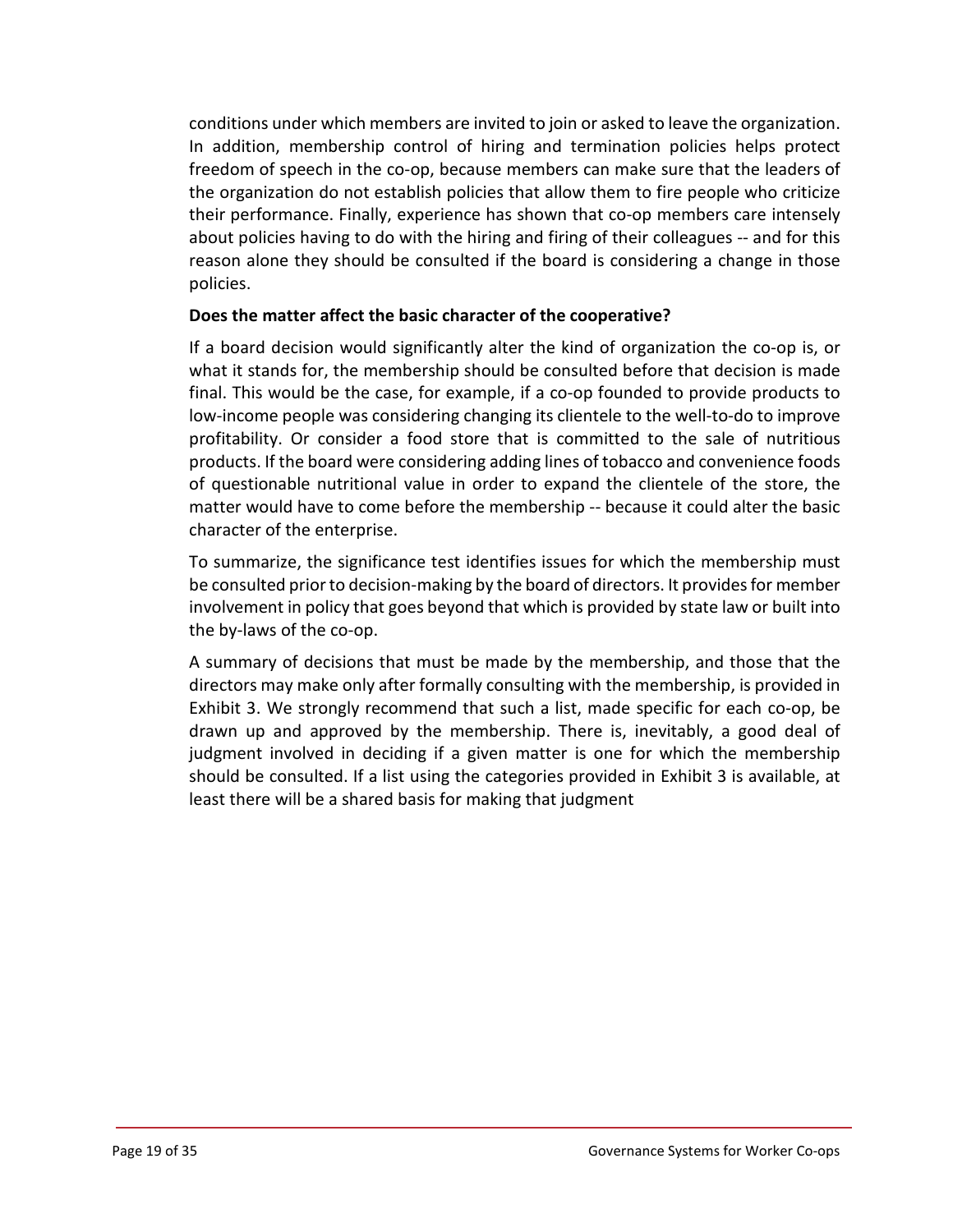conditions under which members are invited to join or asked to leave the organization. In addition, membership control of hiring and termination policies helps protect freedom of speech in the co-op, because members can make sure that the leaders of the organization do not establish policies that allow them to fire people who criticize their performance. Finally, experience has shown that co-op members care intensely about policies having to do with the hiring and firing of their colleagues -- and for this reason alone they should be consulted if the board is considering a change in those policies.

**Does the matter affect the basic character of the cooperative?**

If a board decision would significantly alter the kind of organization the co-op is, or what it stands for, the membership should be consulted before that decision is made final. This would be the case, for example, if a co-op founded to provide products to low-income people was considering changing its clientele to the well-to-do to improve profitability. Or consider a food store that is committed to the sale of nutritious products. If the board were considering adding lines of tobacco and convenience foods of questionable nutritional value in order to expand the clientele of the store, the matter would have to come before the membership -- because it could alter the basic character of the enterprise.

To summarize, the significance test identifies issues for which the membership must be consulted prior to decision-making by the board of directors. It provides for member involvement in policy that goes beyond that which is provided by state law or built into the by-laws of the co-op.

A summary of decisions that must be made by the membership, and those that the directors may make only after formally consulting with the membership, is provided in Exhibit 3. We strongly recommend that such a list, made specific for each co-op, be drawn up and approved by the membership. There is, inevitably, a good deal of judgment involved in deciding if a given matter is one for which the membership should be consulted. If a list using the categories provided in Exhibit 3 is available, at least there will be a shared basis for making that judgment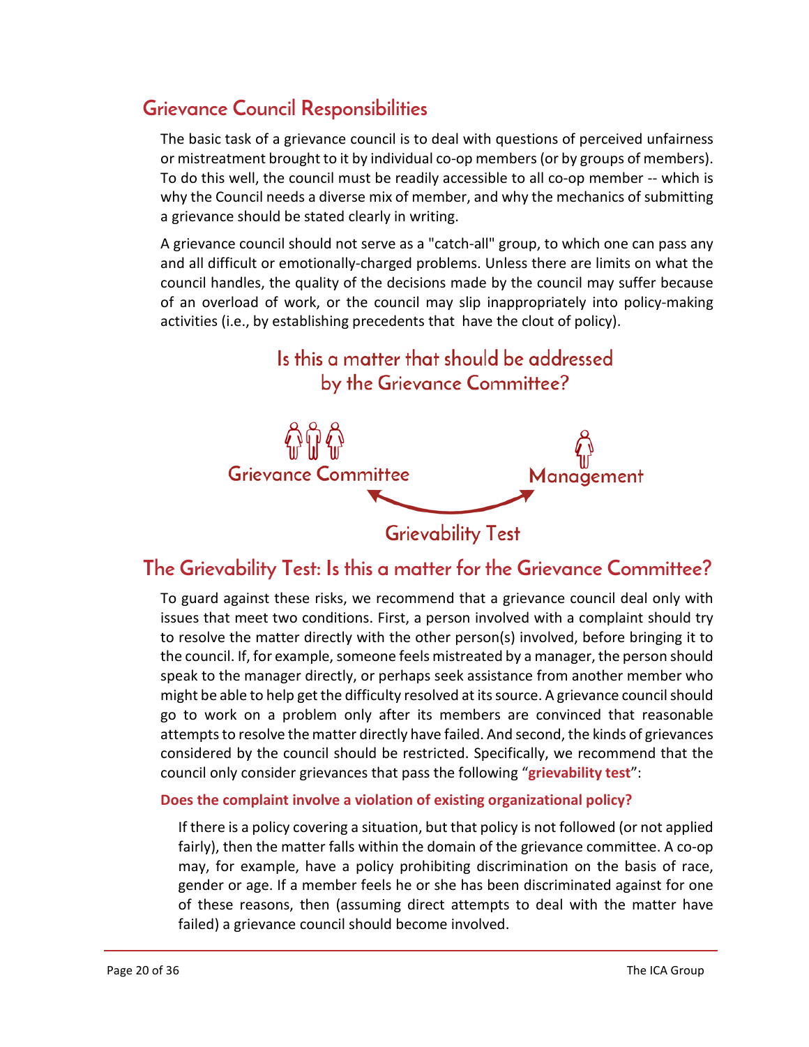## Grievance Council Responsibilities

The basic task of a grievance council is to deal with questions of perceived unfairness or mistreatment brought to it by individual co-op members (or by groups of members). To do this well, the council must be readily accessible to all co-op member -- which is why the Council needs a diverse mix of member, and why the mechanics of submitting a grievance should be stated clearly in writing.

A grievance council should not serve as a "catch-all" group, to which one can pass any and all difficult or emotionally-charged problems. Unless there are limits on what the council handles, the quality of the decisions made by the council may suffer because of an overload of work, or the council may slip inappropriately into policy-making activities (i.e., by establishing precedents that have the clout of policy).

Is this a matter that should be addressed by the Grievance Committee?

Grievance Committee

Management

Grievability Test

## The Grievability Test: Is this a matter for the Grievance Committee?

To guard against these risks, we recommend that a grievance council deal only with issues that meet two conditions. First, a person involved with a complaint should try to resolve the matter directly with the other person(s) involved, before bringing it to the council. If, for example, someone feels mistreated by a manager, the person should speak to the manager directly, or perhaps seek assistance from another member who might be able to help get the difficulty resolved at its source. A grievance council should go to work on a problem only after its members are convinced that reasonable attempts to resolve the matter directly have failed. And second, the kinds of grievances considered by the council should be restricted. Specifically, we recommend that the council only consider grievances that pass the following "**grievability test**":

**Does the complaint involve a violation of existing organizational policy?**

If there is a policy covering a situation, but that policy is not followed (or not applied fairly), then the matter falls within the domain of the grievance committee. A co-op may, for example, have a policy prohibiting discrimination on the basis of race, gender or age. If a member feels he or she has been discriminated against for one of these reasons, then (assuming direct attempts to deal with the matter have failed) a grievance council should become involved.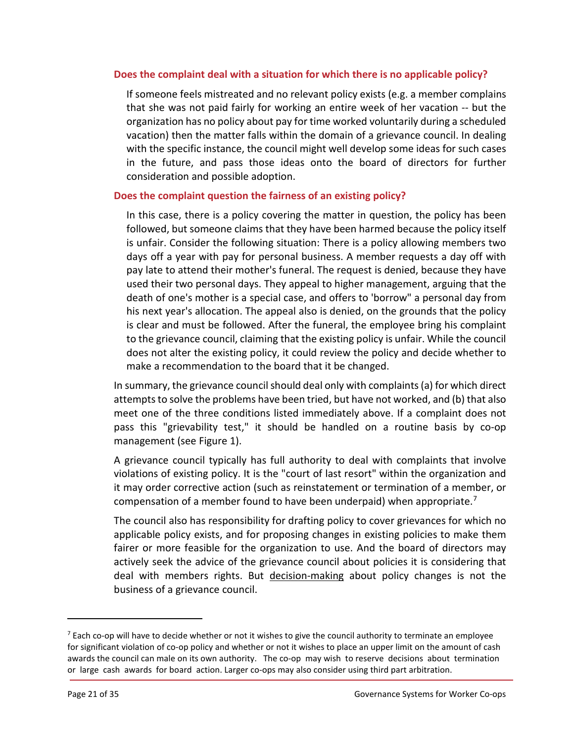### Does the complaint deal with a situation for which there is no applicable policy?

If someone feels mistreated and no relevant policy exists (e.g. a member complains that she was not paid fairly for working an entire week of her vacation -- but the organization has no policy about pay for time worked voluntarily during a scheduled vacation) then the matter falls within the domain of a grievance council. In dealing with the specific instance, the council might well develop some ideas for such cases in the future, and pass those ideas onto the board of directors for further consideration and possible adoption.

### Does the complaint question the fairness of an existing policy?

In this case, there is a policy covering the matter in question, the policy has been followed, but someone claims that they have been harmed because the policy itself is unfair. Consider the following situation: There is a policy allowing members two days off a year with pay for personal business. A member requests a day off with pay late to attend their mother's funeral. The request is denied, because they have used their two personal days. They appeal to higher management, arguing that the death of one's mother is a special case, and offers to 'borrow" a personal day from his next year's allocation. The appeal also is denied, on the grounds that the policy is clear and must be followed. After the funeral, the employee bring his complaint to the grievance council, claiming that the existing policy is unfair. While the council does not alter the existing policy, it could review the policy and decide whether to make a recommendation to the board that it be changed.

In summary, the grievance council should deal only with complaints (a) for which direct attempts to solve the problems have been tried, but have not worked, and (b) that also meet one of the three conditions listed immediately above. If a complaint does not pass this "grievability test," it should be handled on a routine basis by co-op management (see Figure 1).

A grievance council typically has full authority to deal with complaints that involve violations of existing policy. It is the "court of last resort" within the organization and it may order corrective action (such as reinstatement or termination of a member, or compensation of a member found to have been underpaid) when appropriate.[7]

The council also has responsibility for drafting policy to cover grievances for which no applicable policy exists, and for proposing changes in existing policies to make them fairer or more feasible for the organization to use. And the board of directors may actively seek the advice of the grievance council about policies it is considering that deal with members rights. But <u>decision-making</u> about policy changes is not the business of a grievance council.

---

[7] Each co-op will have to decide whether or not it wishes to give the council authority to terminate an employee for significant violation of co-op policy and whether or not it wishes to place an upper limit on the amount of cash awards the council can male on its own authority. The co-op may wish to reserve decisions about termination or large cash awards for board action. Larger co-ops may also consider using third part arbitration.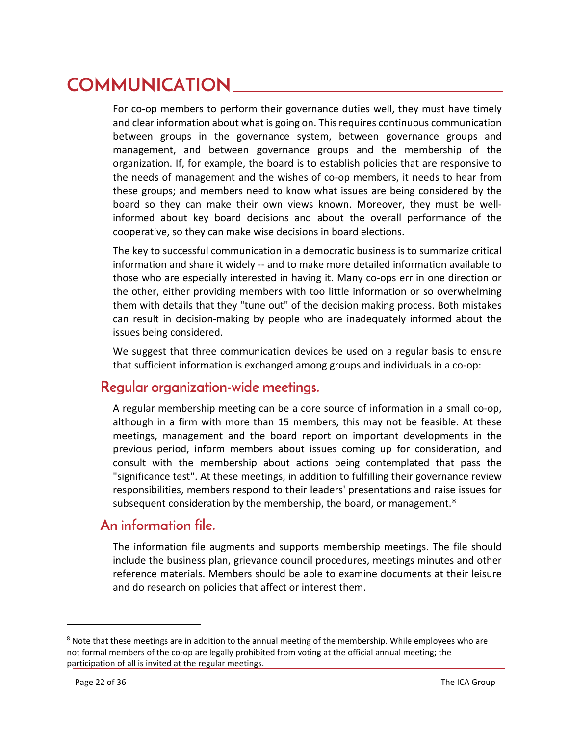# COMMUNICATION

For co-op members to perform their governance duties well, they must have timely and clear information about what is going on. This requires continuous communication between groups in the governance system, between governance groups and management, and between governance groups and the membership of the organization. If, for example, the board is to establish policies that are responsive to the needs of management and the wishes of co-op members, it needs to hear from these groups; and members need to know what issues are being considered by the board so they can make their own views known. Moreover, they must be well-informed about key board decisions and about the overall performance of the cooperative, so they can make wise decisions in board elections.

The key to successful communication in a democratic business is to summarize critical information and share it widely -- and to make more detailed information available to those who are especially interested in having it. Many co-ops err in one direction or the other, either providing members with too little information or so overwhelming them with details that they "tune out" of the decision making process. Both mistakes can result in decision-making by people who are inadequately informed about the issues being considered.

We suggest that three communication devices be used on a regular basis to ensure that sufficient information is exchanged among groups and individuals in a co-op:

## Regular organization-wide meetings.

A regular membership meeting can be a core source of information in a small co-op, although in a firm with more than 15 members, this may not be feasible. At these meetings, management and the board report on important developments in the previous period, inform members about issues coming up for consideration, and consult with the membership about actions being contemplated that pass the "significance test". At these meetings, in addition to fulfilling their governance review responsibilities, members respond to their leaders' presentations and raise issues for subsequent consideration by the membership, the board, or management.[8]

## An information file.

The information file augments and supports membership meetings. The file should include the business plan, grievance council procedures, meetings minutes and other reference materials. Members should be able to examine documents at their leisure and do research on policies that affect or interest them.

---

[8] Note that these meetings are in addition to the annual meeting of the membership. While employees who are not formal members of the co-op are legally prohibited from voting at the official annual meeting; the participation of all is invited at the regular meetings.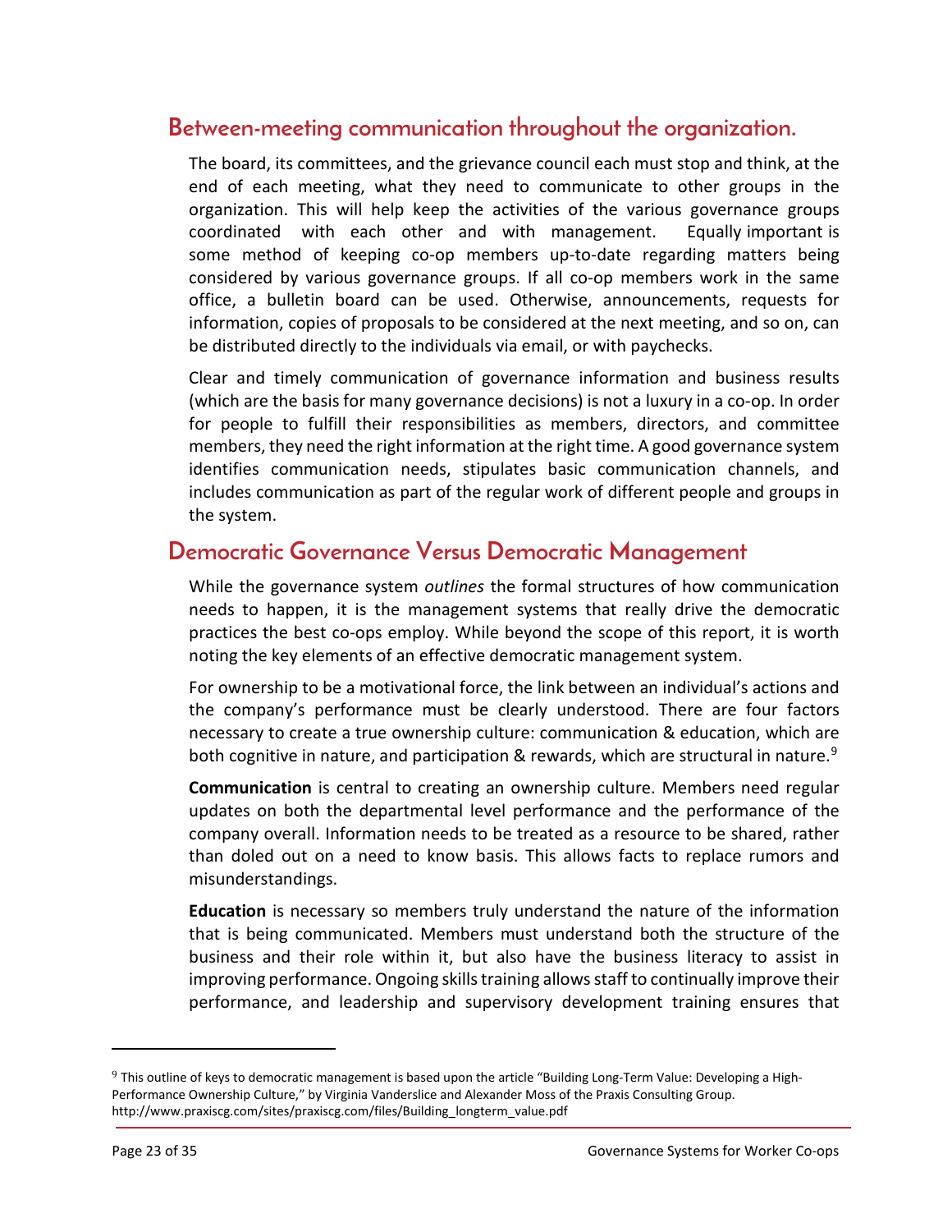## Between-meeting communication throughout the organization.

The board, its committees, and the grievance council each must stop and think, at the end of each meeting, what they need to communicate to other groups in the organization. This will help keep the activities of the various governance groups coordinated with each other and with management. Equally important is some method of keeping co-op members up-to-date regarding matters being considered by various governance groups. If all co-op members work in the same office, a bulletin board can be used. Otherwise, announcements, requests for information, copies of proposals to be considered at the next meeting, and so on, can be distributed directly to the individuals via email, or with paychecks.

Clear and timely communication of governance information and business results (which are the basis for many governance decisions) is not a luxury in a co-op. In order for people to fulfill their responsibilities as members, directors, and committee members, they need the right information at the right time. A good governance system identifies communication needs, stipulates basic communication channels, and includes communication as part of the regular work of different people and groups in the system.

## Democratic Governance Versus Democratic Management

While the governance system *outlines* the formal structures of how communication needs to happen, it is the management systems that really drive the democratic practices the best co-ops employ. While beyond the scope of this report, it is worth noting the key elements of an effective democratic management system.

For ownership to be a motivational force, the link between an individual's actions and the company's performance must be clearly understood. There are four factors necessary to create a true ownership culture: communication & education, which are both cognitive in nature, and participation & rewards, which are structural in nature.[9]

**Communication** is central to creating an ownership culture. Members need regular updates on both the departmental level performance and the performance of the company overall. Information needs to be treated as a resource to be shared, rather than doled out on a need to know basis. This allows facts to replace rumors and misunderstandings.

**Education** is necessary so members truly understand the nature of the information that is being communicated. Members must understand both the structure of the business and their role within it, but also have the business literacy to assist in improving performance. Ongoing skills training allows staff to continually improve their performance, and leadership and supervisory development training ensures that

---

[9] This outline of keys to democratic management is based upon the article "Building Long-Term Value: Developing a High-Performance Ownership Culture," by Virginia Vanderslice and Alexander Moss of the Praxis Consulting Group. http://www.praxiscg.com/sites/praxiscg.com/files/Building_longterm_value.pdf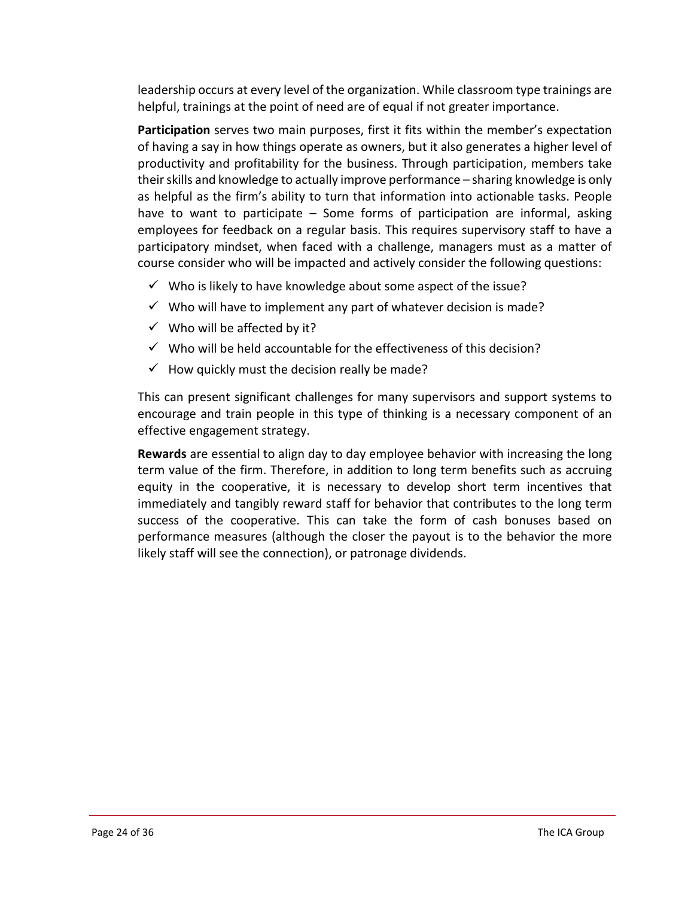leadership occurs at every level of the organization. While classroom type trainings are helpful, trainings at the point of need are of equal if not greater importance.

**Participation** serves two main purposes, first it fits within the member's expectation of having a say in how things operate as owners, but it also generates a higher level of productivity and profitability for the business. Through participation, members take their skills and knowledge to actually improve performance – sharing knowledge is only as helpful as the firm's ability to turn that information into actionable tasks. People have to want to participate – Some forms of participation are informal, asking employees for feedback on a regular basis. This requires supervisory staff to have a participatory mindset, when faced with a challenge, managers must as a matter of course consider who will be impacted and actively consider the following questions:

- ✓ Who is likely to have knowledge about some aspect of the issue?
- ✓ Who will have to implement any part of whatever decision is made?
- ✓ Who will be affected by it?
- ✓ Who will be held accountable for the effectiveness of this decision?
- ✓ How quickly must the decision really be made?

This can present significant challenges for many supervisors and support systems to encourage and train people in this type of thinking is a necessary component of an effective engagement strategy.

**Rewards** are essential to align day to day employee behavior with increasing the long term value of the firm. Therefore, in addition to long term benefits such as accruing equity in the cooperative, it is necessary to develop short term incentives that immediately and tangibly reward staff for behavior that contributes to the long term success of the cooperative. This can take the form of cash bonuses based on performance measures (although the closer the payout is to the behavior the more likely staff will see the connection), or patronage dividends.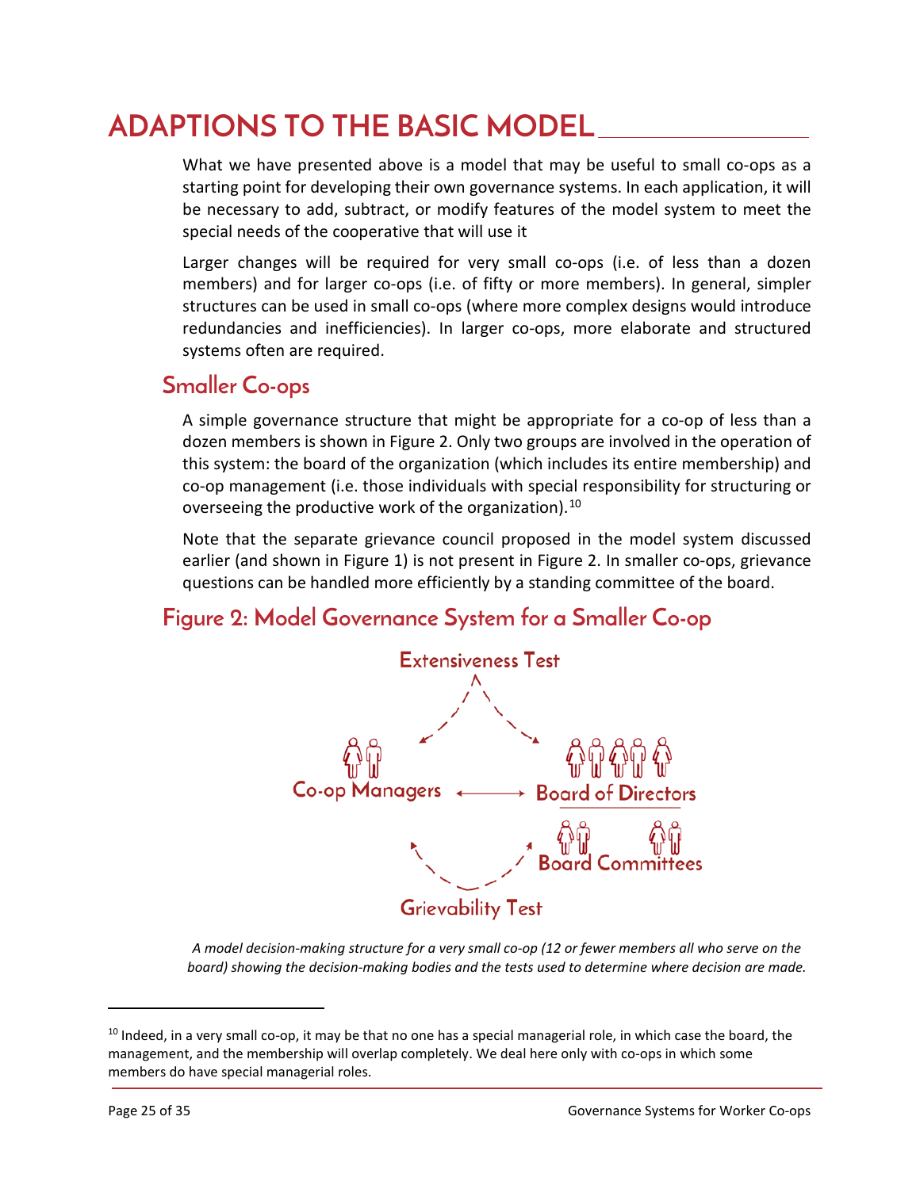# ADAPTIONS TO THE BASIC MODEL

What we have presented above is a model that may be useful to small co-ops as a starting point for developing their own governance systems. In each application, it will be necessary to add, subtract, or modify features of the model system to meet the special needs of the cooperative that will use it

Larger changes will be required for very small co-ops (i.e. of less than a dozen members) and for larger co-ops (i.e. of fifty or more members). In general, simpler structures can be used in small co-ops (where more complex designs would introduce redundancies and inefficiencies). In larger co-ops, more elaborate and structured systems often are required.

## Smaller Co-ops

A simple governance structure that might be appropriate for a co-op of less than a dozen members is shown in Figure 2. Only two groups are involved in the operation of this system: the board of the organization (which includes its entire membership) and co-op management (i.e. those individuals with special responsibility for structuring or overseeing the productive work of the organization).[10]

Note that the separate grievance council proposed in the model system discussed earlier (and shown in Figure 1) is not present in Figure 2. In smaller co-ops, grievance questions can be handled more efficiently by a standing committee of the board.

## Figure 2: Model Governance System for a Smaller Co-op

Extensiveness Test

Co-op Managers ⟷ Board of Directors

Board Committees

Grievability Test

*A model decision-making structure for a very small co-op (12 or fewer members all who serve on the board) showing the decision-making bodies and the tests used to determine where decision are made.*

---

[10] Indeed, in a very small co-op, it may be that no one has a special managerial role, in which case the board, the management, and the membership will overlap completely. We deal here only with co-ops in which some members do have special managerial roles.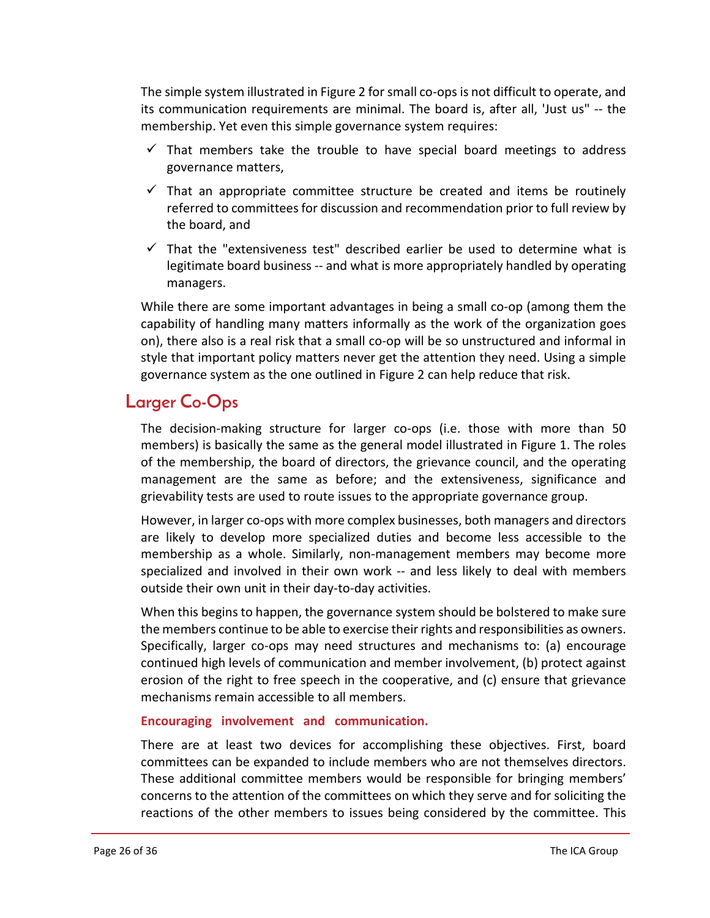The simple system illustrated in Figure 2 for small co-ops is not difficult to operate, and its communication requirements are minimal. The board is, after all, 'Just us" -- the membership. Yet even this simple governance system requires:

- ✓ That members take the trouble to have special board meetings to address governance matters,
- ✓ That an appropriate committee structure be created and items be routinely referred to committees for discussion and recommendation prior to full review by the board, and
- ✓ That the "extensiveness test" described earlier be used to determine what is legitimate board business -- and what is more appropriately handled by operating managers.

While there are some important advantages in being a small co-op (among them the capability of handling many matters informally as the work of the organization goes on), there also is a real risk that a small co-op will be so unstructured and informal in style that important policy matters never get the attention they need. Using a simple governance system as the one outlined in Figure 2 can help reduce that risk.

## Larger Co-Ops

The decision-making structure for larger co-ops (i.e. those with more than 50 members) is basically the same as the general model illustrated in Figure 1. The roles of the membership, the board of directors, the grievance council, and the operating management are the same as before; and the extensiveness, significance and grievability tests are used to route issues to the appropriate governance group.

However, in larger co-ops with more complex businesses, both managers and directors are likely to develop more specialized duties and become less accessible to the membership as a whole. Similarly, non-management members may become more specialized and involved in their own work -- and less likely to deal with members outside their own unit in their day-to-day activities.

When this begins to happen, the governance system should be bolstered to make sure the members continue to be able to exercise their rights and responsibilities as owners. Specifically, larger co-ops may need structures and mechanisms to: (a) encourage continued high levels of communication and member involvement, (b) protect against erosion of the right to free speech in the cooperative, and (c) ensure that grievance mechanisms remain accessible to all members.

**Encouraging involvement and communication.**

There are at least two devices for accomplishing these objectives. First, board committees can be expanded to include members who are not themselves directors. These additional committee members would be responsible for bringing members' concerns to the attention of the committees on which they serve and for soliciting the reactions of the other members to issues being considered by the committee. This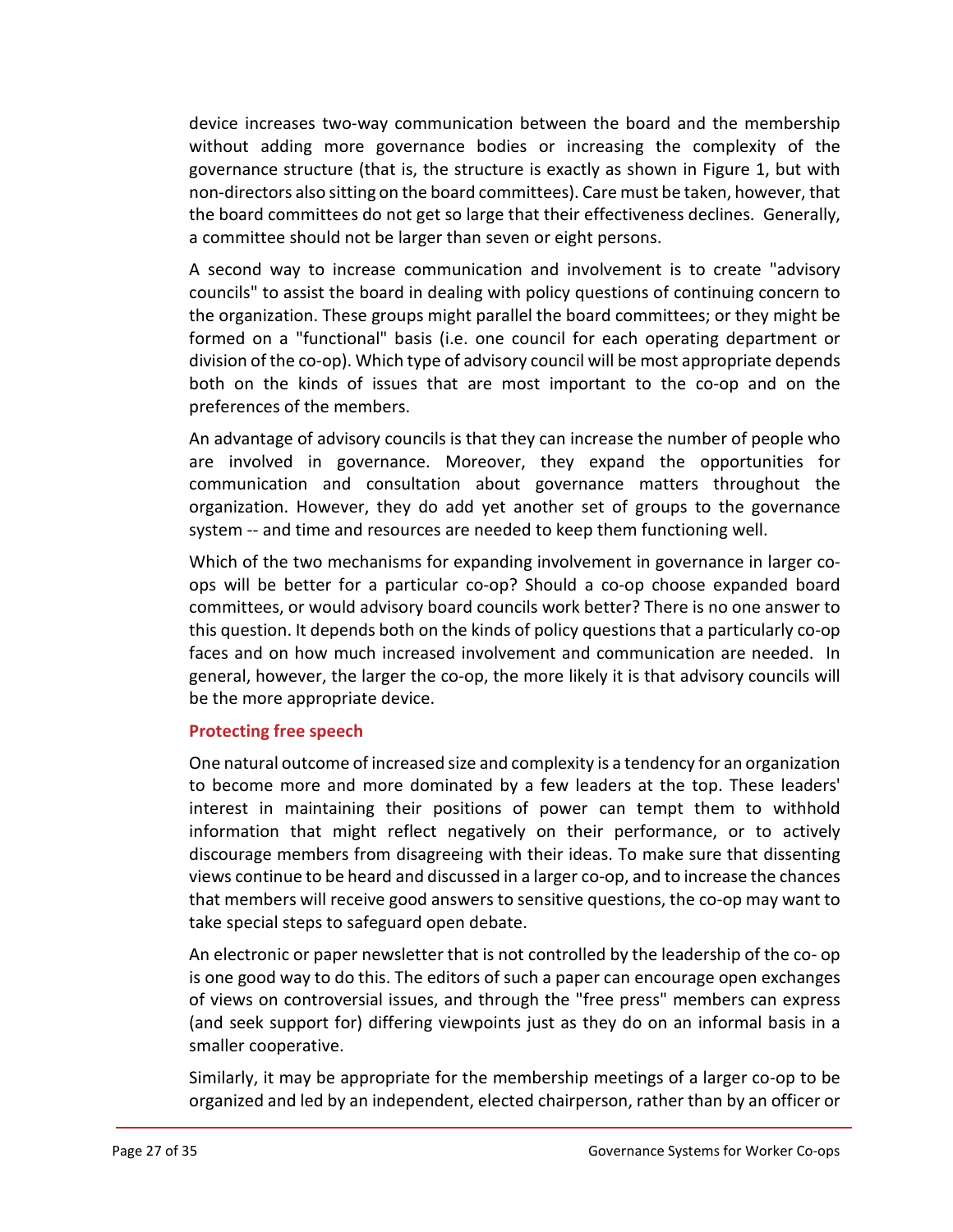device increases two-way communication between the board and the membership without adding more governance bodies or increasing the complexity of the governance structure (that is, the structure is exactly as shown in Figure 1, but with non-directors also sitting on the board committees). Care must be taken, however, that the board committees do not get so large that their effectiveness declines. Generally, a committee should not be larger than seven or eight persons.

A second way to increase communication and involvement is to create "advisory councils" to assist the board in dealing with policy questions of continuing concern to the organization. These groups might parallel the board committees; or they might be formed on a "functional" basis (i.e. one council for each operating department or division of the co-op). Which type of advisory council will be most appropriate depends both on the kinds of issues that are most important to the co-op and on the preferences of the members.

An advantage of advisory councils is that they can increase the number of people who are involved in governance. Moreover, they expand the opportunities for communication and consultation about governance matters throughout the organization. However, they do add yet another set of groups to the governance system -- and time and resources are needed to keep them functioning well.

Which of the two mechanisms for expanding involvement in governance in larger co-ops will be better for a particular co-op? Should a co-op choose expanded board committees, or would advisory board councils work better? There is no one answer to this question. It depends both on the kinds of policy questions that a particularly co-op faces and on how much increased involvement and communication are needed. In general, however, the larger the co-op, the more likely it is that advisory councils will be the more appropriate device.

### Protecting free speech

One natural outcome of increased size and complexity is a tendency for an organization to become more and more dominated by a few leaders at the top. These leaders' interest in maintaining their positions of power can tempt them to withhold information that might reflect negatively on their performance, or to actively discourage members from disagreeing with their ideas. To make sure that dissenting views continue to be heard and discussed in a larger co-op, and to increase the chances that members will receive good answers to sensitive questions, the co-op may want to take special steps to safeguard open debate.

An electronic or paper newsletter that is not controlled by the leadership of the co- op is one good way to do this. The editors of such a paper can encourage open exchanges of views on controversial issues, and through the "free press" members can express (and seek support for) differing viewpoints just as they do on an informal basis in a smaller cooperative.

Similarly, it may be appropriate for the membership meetings of a larger co-op to be organized and led by an independent, elected chairperson, rather than by an officer or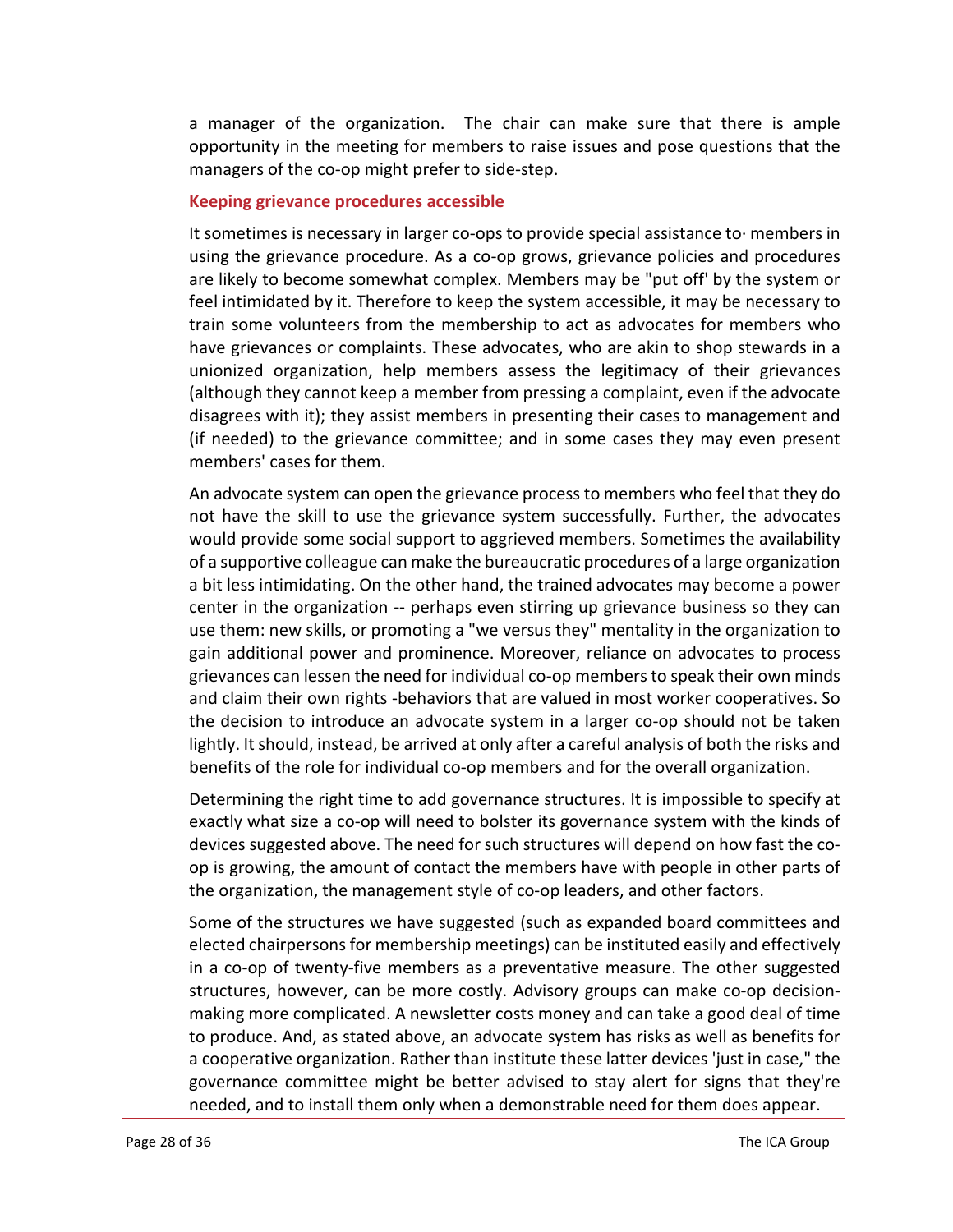a manager of the organization. The chair can make sure that there is ample opportunity in the meeting for members to raise issues and pose questions that the managers of the co-op might prefer to side-step.

### Keeping grievance procedures accessible

It sometimes is necessary in larger co-ops to provide special assistance to· members in using the grievance procedure. As a co-op grows, grievance policies and procedures are likely to become somewhat complex. Members may be "put off' by the system or feel intimidated by it. Therefore to keep the system accessible, it may be necessary to train some volunteers from the membership to act as advocates for members who have grievances or complaints. These advocates, who are akin to shop stewards in a unionized organization, help members assess the legitimacy of their grievances (although they cannot keep a member from pressing a complaint, even if the advocate disagrees with it); they assist members in presenting their cases to management and (if needed) to the grievance committee; and in some cases they may even present members' cases for them.

An advocate system can open the grievance process to members who feel that they do not have the skill to use the grievance system successfully. Further, the advocates would provide some social support to aggrieved members. Sometimes the availability of a supportive colleague can make the bureaucratic procedures of a large organization a bit less intimidating. On the other hand, the trained advocates may become a power center in the organization -- perhaps even stirring up grievance business so they can use them: new skills, or promoting a "we versus they" mentality in the organization to gain additional power and prominence. Moreover, reliance on advocates to process grievances can lessen the need for individual co-op members to speak their own minds and claim their own rights -behaviors that are valued in most worker cooperatives. So the decision to introduce an advocate system in a larger co-op should not be taken lightly. It should, instead, be arrived at only after a careful analysis of both the risks and benefits of the role for individual co-op members and for the overall organization.

Determining the right time to add governance structures. It is impossible to specify at exactly what size a co-op will need to bolster its governance system with the kinds of devices suggested above. The need for such structures will depend on how fast the co-op is growing, the amount of contact the members have with people in other parts of the organization, the management style of co-op leaders, and other factors.

Some of the structures we have suggested (such as expanded board committees and elected chairpersons for membership meetings) can be instituted easily and effectively in a co-op of twenty-five members as a preventative measure. The other suggested structures, however, can be more costly. Advisory groups can make co-op decision-making more complicated. A newsletter costs money and can take a good deal of time to produce. And, as stated above, an advocate system has risks as well as benefits for a cooperative organization. Rather than institute these latter devices 'just in case," the governance committee might be better advised to stay alert for signs that they're needed, and to install them only when a demonstrable need for them does appear.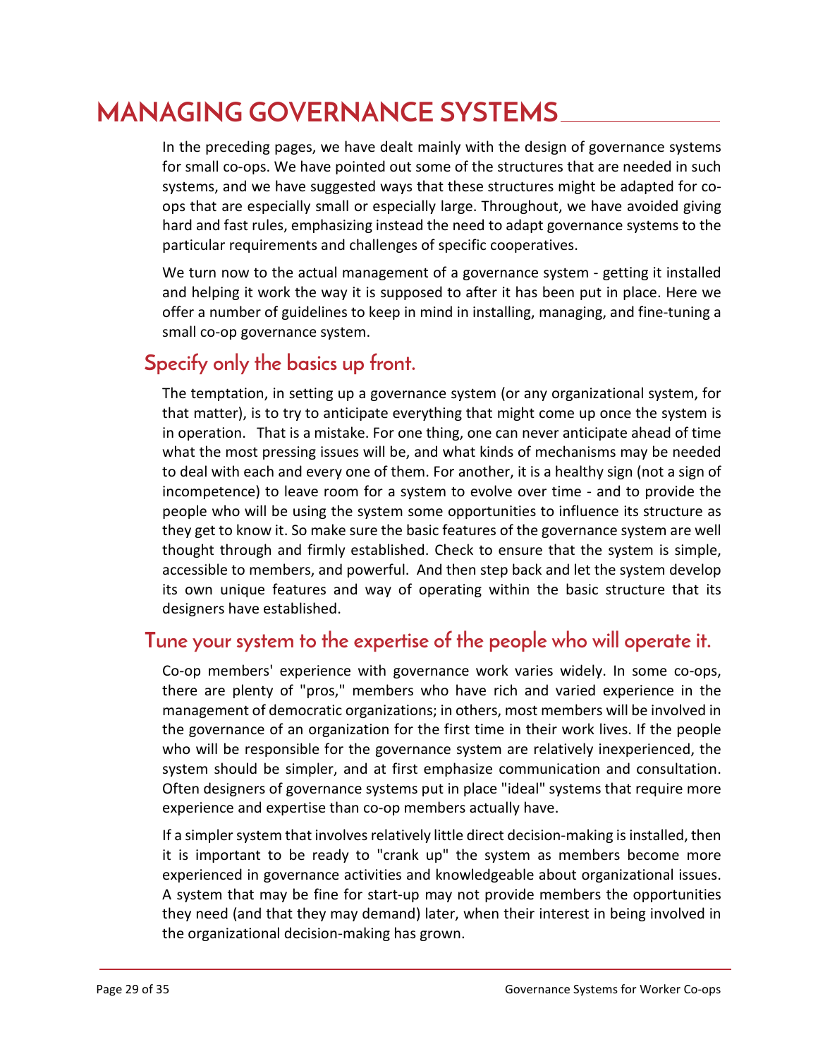# MANAGING GOVERNANCE SYSTEMS

In the preceding pages, we have dealt mainly with the design of governance systems for small co-ops. We have pointed out some of the structures that are needed in such systems, and we have suggested ways that these structures might be adapted for co-ops that are especially small or especially large. Throughout, we have avoided giving hard and fast rules, emphasizing instead the need to adapt governance systems to the particular requirements and challenges of specific cooperatives.

We turn now to the actual management of a governance system - getting it installed and helping it work the way it is supposed to after it has been put in place. Here we offer a number of guidelines to keep in mind in installing, managing, and fine-tuning a small co-op governance system.

## Specify only the basics up front.

The temptation, in setting up a governance system (or any organizational system, for that matter), is to try to anticipate everything that might come up once the system is in operation. That is a mistake. For one thing, one can never anticipate ahead of time what the most pressing issues will be, and what kinds of mechanisms may be needed to deal with each and every one of them. For another, it is a healthy sign (not a sign of incompetence) to leave room for a system to evolve over time - and to provide the people who will be using the system some opportunities to influence its structure as they get to know it. So make sure the basic features of the governance system are well thought through and firmly established. Check to ensure that the system is simple, accessible to members, and powerful. And then step back and let the system develop its own unique features and way of operating within the basic structure that its designers have established.

## Tune your system to the expertise of the people who will operate it.

Co-op members' experience with governance work varies widely. In some co-ops, there are plenty of "pros," members who have rich and varied experience in the management of democratic organizations; in others, most members will be involved in the governance of an organization for the first time in their work lives. If the people who will be responsible for the governance system are relatively inexperienced, the system should be simpler, and at first emphasize communication and consultation. Often designers of governance systems put in place "ideal" systems that require more experience and expertise than co-op members actually have.

If a simpler system that involves relatively little direct decision-making is installed, then it is important to be ready to "crank up" the system as members become more experienced in governance activities and knowledgeable about organizational issues. A system that may be fine for start-up may not provide members the opportunities they need (and that they may demand) later, when their interest in being involved in the organizational decision-making has grown.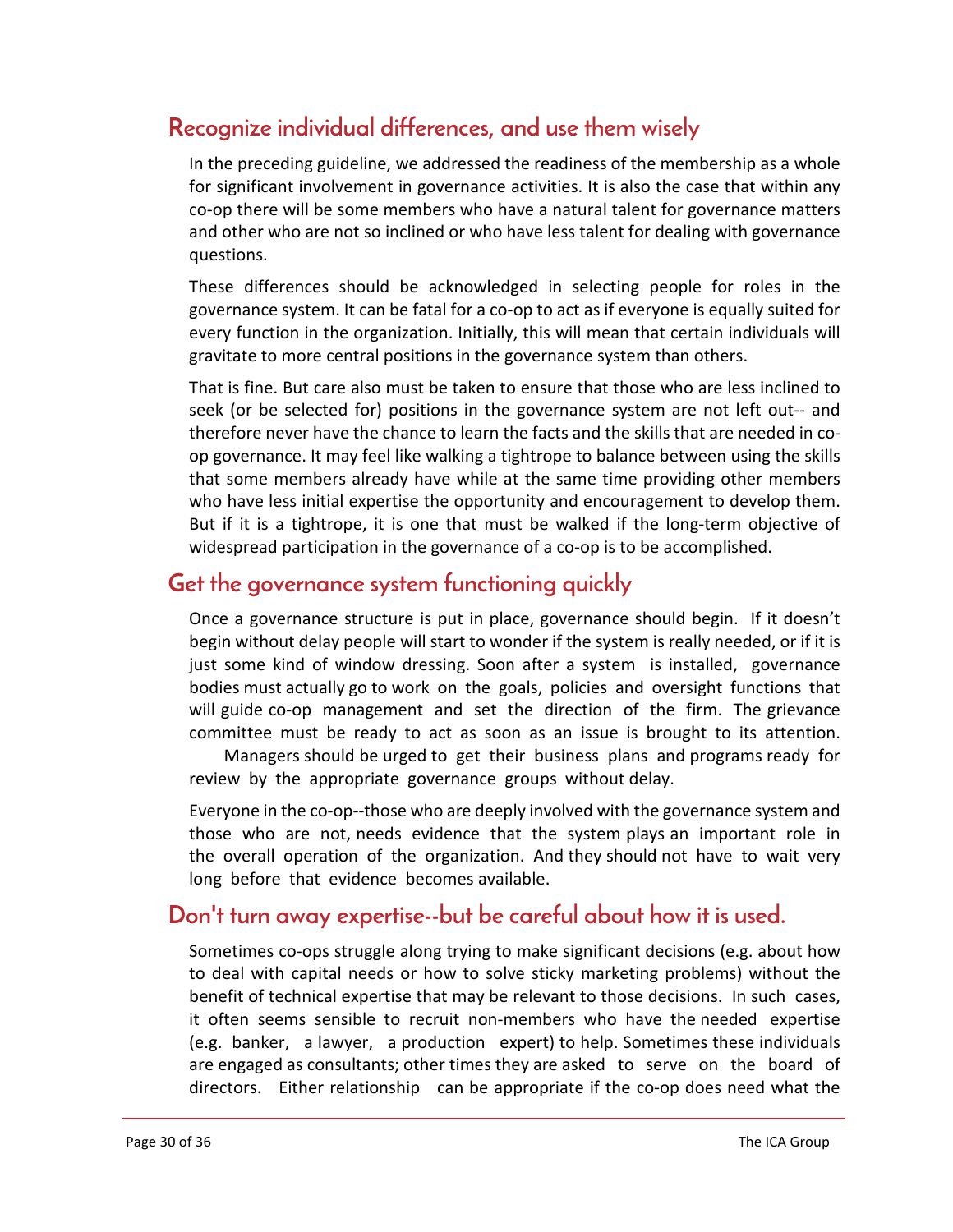## Recognize individual differences, and use them wisely

In the preceding guideline, we addressed the readiness of the membership as a whole for significant involvement in governance activities. It is also the case that within any co-op there will be some members who have a natural talent for governance matters and other who are not so inclined or who have less talent for dealing with governance questions.

These differences should be acknowledged in selecting people for roles in the governance system. It can be fatal for a co-op to act as if everyone is equally suited for every function in the organization. Initially, this will mean that certain individuals will gravitate to more central positions in the governance system than others.

That is fine. But care also must be taken to ensure that those who are less inclined to seek (or be selected for) positions in the governance system are not left out-- and therefore never have the chance to learn the facts and the skills that are needed in co-op governance. It may feel like walking a tightrope to balance between using the skills that some members already have while at the same time providing other members who have less initial expertise the opportunity and encouragement to develop them. But if it is a tightrope, it is one that must be walked if the long-term objective of widespread participation in the governance of a co-op is to be accomplished.

## Get the governance system functioning quickly

Once a governance structure is put in place, governance should begin. If it doesn't begin without delay people will start to wonder if the system is really needed, or if it is just some kind of window dressing. Soon after a system is installed, governance bodies must actually go to work on the goals, policies and oversight functions that will guide co-op management and set the direction of the firm. The grievance committee must be ready to act as soon as an issue is brought to its attention. Managers should be urged to get their business plans and programs ready for review by the appropriate governance groups without delay.

Everyone in the co-op--those who are deeply involved with the governance system and those who are not, needs evidence that the system plays an important role in the overall operation of the organization. And they should not have to wait very long before that evidence becomes available.

## Don't turn away expertise--but be careful about how it is used.

Sometimes co-ops struggle along trying to make significant decisions (e.g. about how to deal with capital needs or how to solve sticky marketing problems) without the benefit of technical expertise that may be relevant to those decisions. In such cases, it often seems sensible to recruit non-members who have the needed expertise (e.g. banker, a lawyer, a production expert) to help. Sometimes these individuals are engaged as consultants; other times they are asked to serve on the board of directors. Either relationship can be appropriate if the co-op does need what the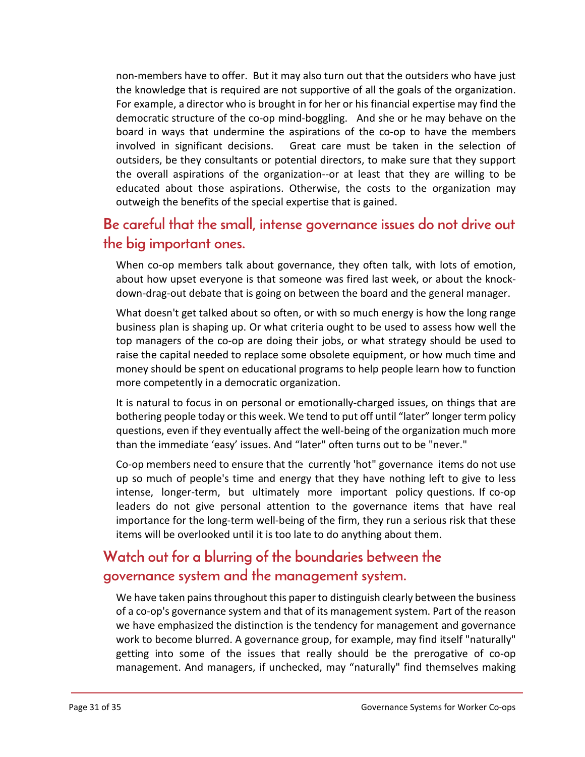non-members have to offer. But it may also turn out that the outsiders who have just the knowledge that is required are not supportive of all the goals of the organization. For example, a director who is brought in for her or his financial expertise may find the democratic structure of the co-op mind-boggling. And she or he may behave on the board in ways that undermine the aspirations of the co-op to have the members involved in significant decisions. Great care must be taken in the selection of outsiders, be they consultants or potential directors, to make sure that they support the overall aspirations of the organization--or at least that they are willing to be educated about those aspirations. Otherwise, the costs to the organization may outweigh the benefits of the special expertise that is gained.

## Be careful that the small, intense governance issues do not drive out the big important ones.

When co-op members talk about governance, they often talk, with lots of emotion, about how upset everyone is that someone was fired last week, or about the knock-down-drag-out debate that is going on between the board and the general manager.

What doesn't get talked about so often, or with so much energy is how the long range business plan is shaping up. Or what criteria ought to be used to assess how well the top managers of the co-op are doing their jobs, or what strategy should be used to raise the capital needed to replace some obsolete equipment, or how much time and money should be spent on educational programs to help people learn how to function more competently in a democratic organization.

It is natural to focus in on personal or emotionally-charged issues, on things that are bothering people today or this week. We tend to put off until "later" longer term policy questions, even if they eventually affect the well-being of the organization much more than the immediate 'easy' issues. And "later" often turns out to be "never."

Co-op members need to ensure that the currently 'hot" governance items do not use up so much of people's time and energy that they have nothing left to give to less intense, longer-term, but ultimately more important policy questions. If co-op leaders do not give personal attention to the governance items that have real importance for the long-term well-being of the firm, they run a serious risk that these items will be overlooked until it is too late to do anything about them.

## Watch out for a blurring of the boundaries between the governance system and the management system.

We have taken pains throughout this paper to distinguish clearly between the business of a co-op's governance system and that of its management system. Part of the reason we have emphasized the distinction is the tendency for management and governance work to become blurred. A governance group, for example, may find itself "naturally" getting into some of the issues that really should be the prerogative of co-op management. And managers, if unchecked, may "naturally" find themselves making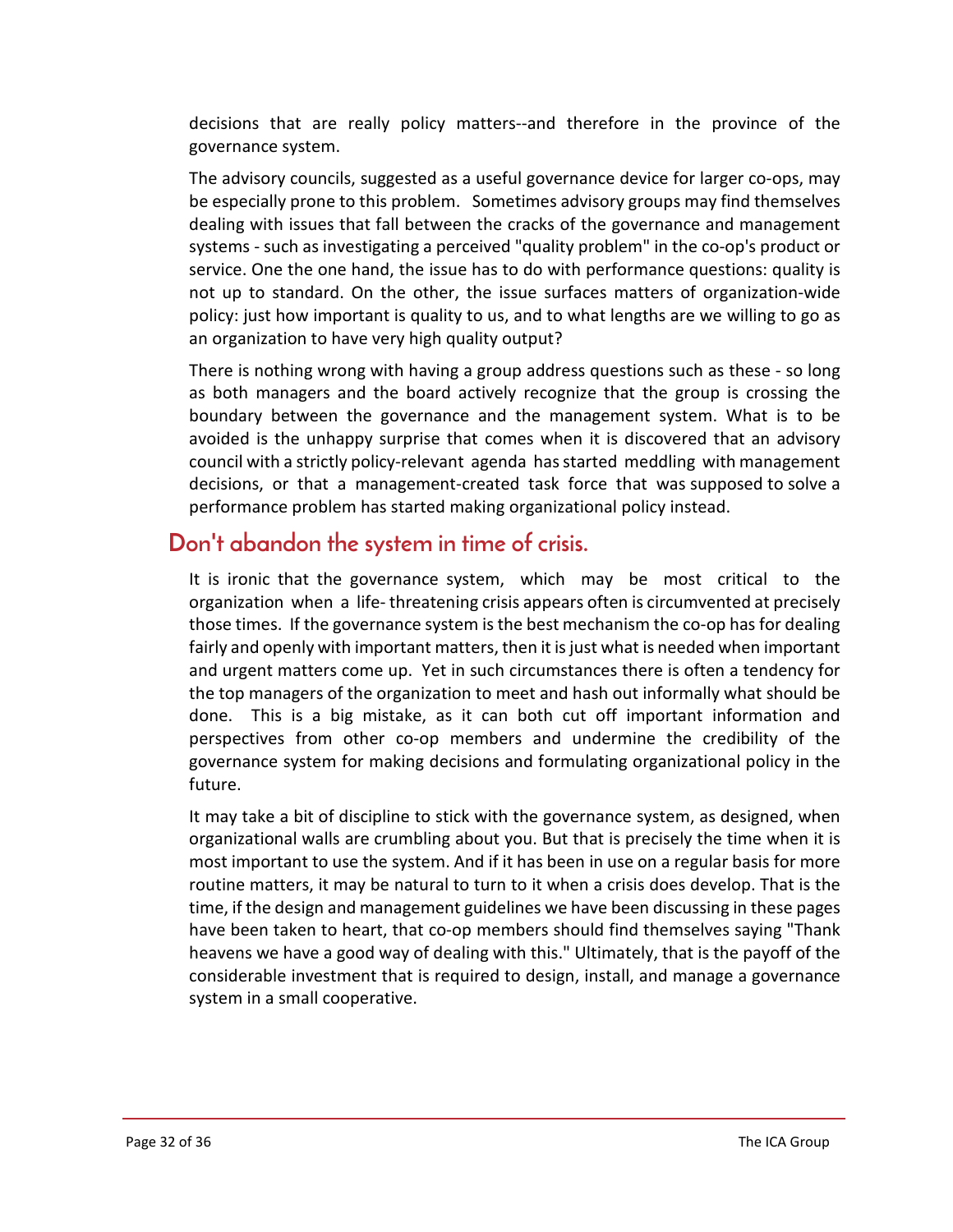decisions that are really policy matters--and therefore in the province of the governance system.

The advisory councils, suggested as a useful governance device for larger co-ops, may be especially prone to this problem. Sometimes advisory groups may find themselves dealing with issues that fall between the cracks of the governance and management systems - such as investigating a perceived "quality problem" in the co-op's product or service. One the one hand, the issue has to do with performance questions: quality is not up to standard. On the other, the issue surfaces matters of organization-wide policy: just how important is quality to us, and to what lengths are we willing to go as an organization to have very high quality output?

There is nothing wrong with having a group address questions such as these - so long as both managers and the board actively recognize that the group is crossing the boundary between the governance and the management system. What is to be avoided is the unhappy surprise that comes when it is discovered that an advisory council with a strictly policy-relevant agenda has started meddling with management decisions, or that a management-created task force that was supposed to solve a performance problem has started making organizational policy instead.

## Don't abandon the system in time of crisis.

It is ironic that the governance system, which may be most critical to the organization when a life- threatening crisis appears often is circumvented at precisely those times. If the governance system is the best mechanism the co-op has for dealing fairly and openly with important matters, then it is just what is needed when important and urgent matters come up. Yet in such circumstances there is often a tendency for the top managers of the organization to meet and hash out informally what should be done. This is a big mistake, as it can both cut off important information and perspectives from other co-op members and undermine the credibility of the governance system for making decisions and formulating organizational policy in the future.

It may take a bit of discipline to stick with the governance system, as designed, when organizational walls are crumbling about you. But that is precisely the time when it is most important to use the system. And if it has been in use on a regular basis for more routine matters, it may be natural to turn to it when a crisis does develop. That is the time, if the design and management guidelines we have been discussing in these pages have been taken to heart, that co-op members should find themselves saying "Thank heavens we have a good way of dealing with this." Ultimately, that is the payoff of the considerable investment that is required to design, install, and manage a governance system in a small cooperative.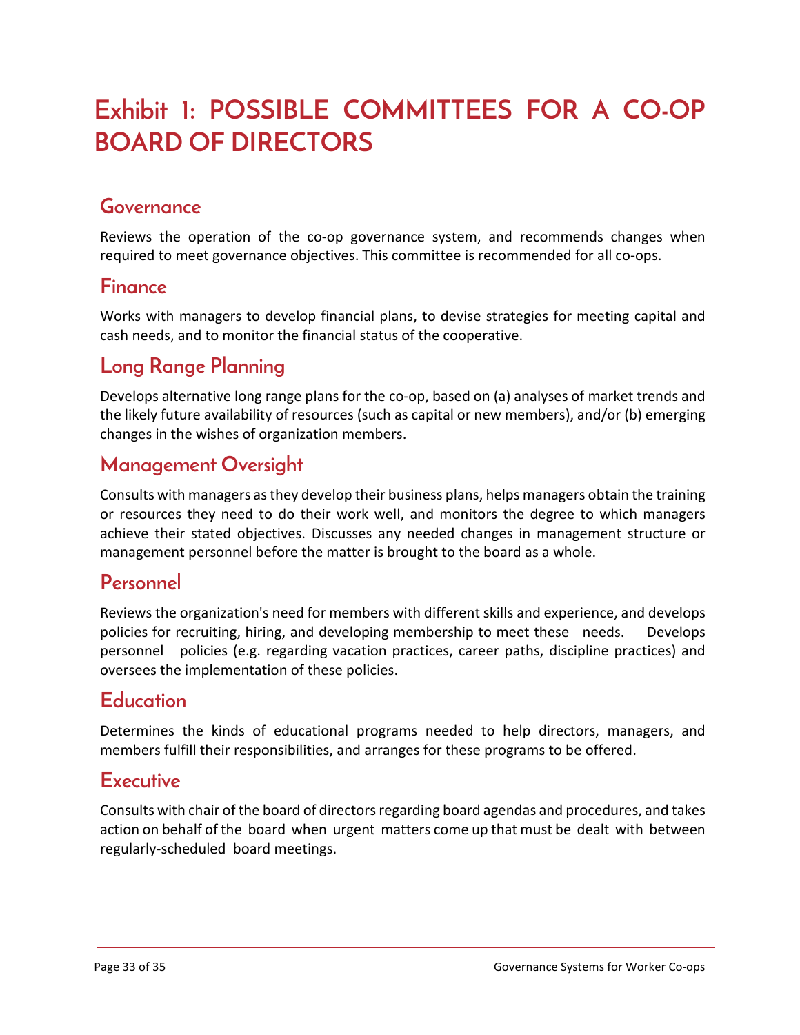# Exhibit 1: POSSIBLE COMMITTEES FOR A CO-OP BOARD OF DIRECTORS

## Governance

Reviews the operation of the co-op governance system, and recommends changes when required to meet governance objectives. This committee is recommended for all co-ops.

## Finance

Works with managers to develop financial plans, to devise strategies for meeting capital and cash needs, and to monitor the financial status of the cooperative.

## Long Range Planning

Develops alternative long range plans for the co-op, based on (a) analyses of market trends and the likely future availability of resources (such as capital or new members), and/or (b) emerging changes in the wishes of organization members.

## Management Oversight

Consults with managers as they develop their business plans, helps managers obtain the training or resources they need to do their work well, and monitors the degree to which managers achieve their stated objectives. Discusses any needed changes in management structure or management personnel before the matter is brought to the board as a whole.

## Personnel

Reviews the organization's need for members with different skills and experience, and develops policies for recruiting, hiring, and developing membership to meet these needs. Develops personnel policies (e.g. regarding vacation practices, career paths, discipline practices) and oversees the implementation of these policies.

## Education

Determines the kinds of educational programs needed to help directors, managers, and members fulfill their responsibilities, and arranges for these programs to be offered.

## Executive

Consults with chair of the board of directors regarding board agendas and procedures, and takes action on behalf of the board when urgent matters come up that must be dealt with between regularly-scheduled board meetings.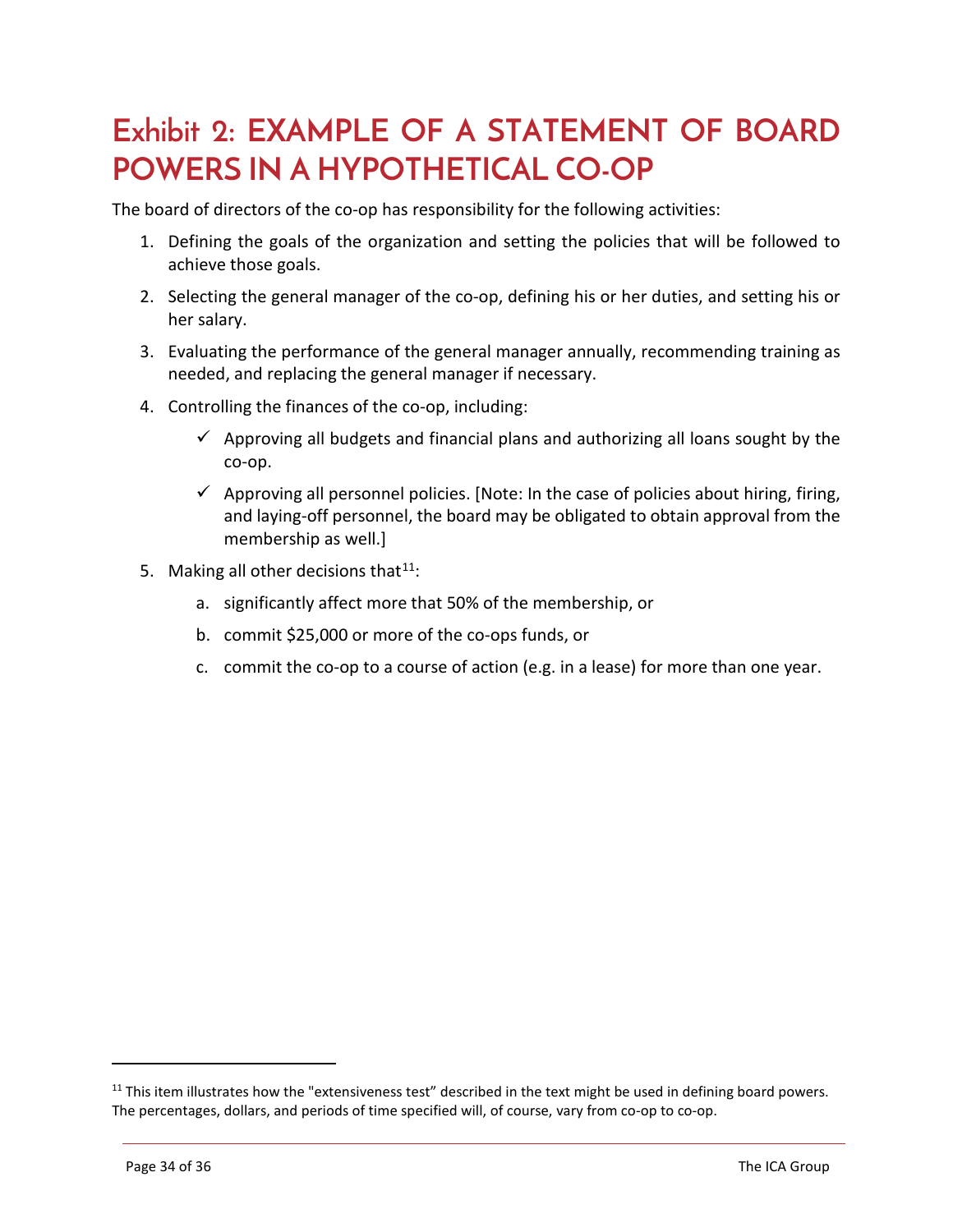# Exhibit 2: EXAMPLE OF A STATEMENT OF BOARD POWERS IN A HYPOTHETICAL CO-OP

The board of directors of the co-op has responsibility for the following activities:

1. Defining the goals of the organization and setting the policies that will be followed to achieve those goals.
2. Selecting the general manager of the co-op, defining his or her duties, and setting his or her salary.
3. Evaluating the performance of the general manager annually, recommending training as needed, and replacing the general manager if necessary.
4. Controlling the finances of the co-op, including:
   - ✓ Approving all budgets and financial plans and authorizing all loans sought by the co-op.
   - ✓ Approving all personnel policies. [Note: In the case of policies about hiring, firing, and laying-off personnel, the board may be obligated to obtain approval from the membership as well.]
5. Making all other decisions that[11]:
   a. significantly affect more that 50% of the membership, or
   b. commit $25,000 or more of the co-ops funds, or
   c. commit the co-op to a course of action (e.g. in a lease) for more than one year.

---

[11] This item illustrates how the "extensiveness test" described in the text might be used in defining board powers. The percentages, dollars, and periods of time specified will, of course, vary from co-op to co-op.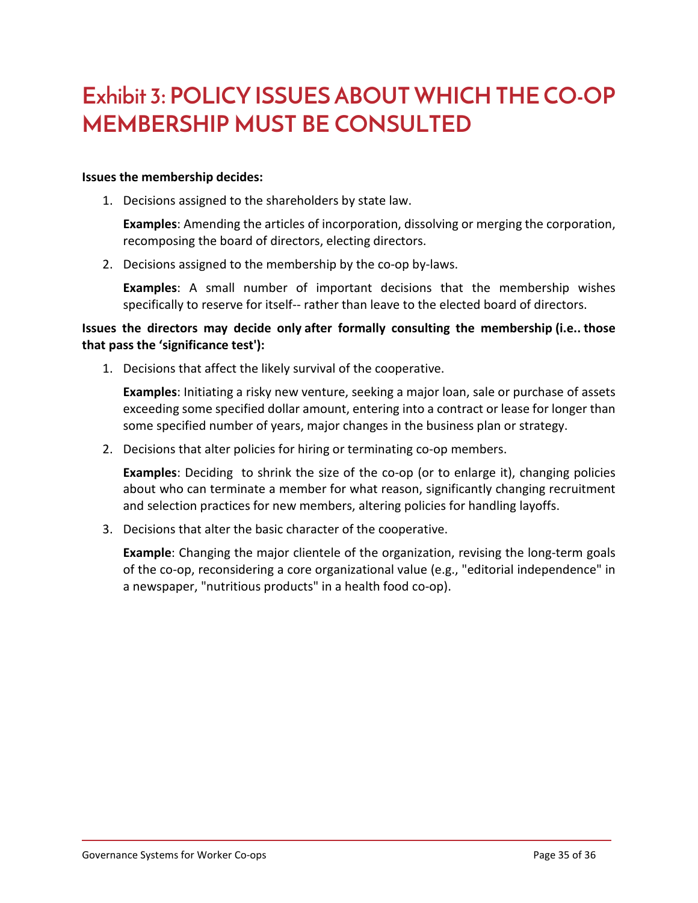# Exhibit 3: POLICY ISSUES ABOUT WHICH THE CO-OP MEMBERSHIP MUST BE CONSULTED

**Issues the membership decides:**

1. Decisions assigned to the shareholders by state law.

   **Examples**: Amending the articles of incorporation, dissolving or merging the corporation, recomposing the board of directors, electing directors.

2. Decisions assigned to the membership by the co-op by-laws.

   **Examples**: A small number of important decisions that the membership wishes specifically to reserve for itself-- rather than leave to the elected board of directors.

**Issues the directors may decide only after formally consulting the membership (i.e.. those that pass the 'significance test'):**

1. Decisions that affect the likely survival of the cooperative.

   **Examples**: Initiating a risky new venture, seeking a major loan, sale or purchase of assets exceeding some specified dollar amount, entering into a contract or lease for longer than some specified number of years, major changes in the business plan or strategy.

2. Decisions that alter policies for hiring or terminating co-op members.

   **Examples**: Deciding to shrink the size of the co-op (or to enlarge it), changing policies about who can terminate a member for what reason, significantly changing recruitment and selection practices for new members, altering policies for handling layoffs.

3. Decisions that alter the basic character of the cooperative.

   **Example**: Changing the major clientele of the organization, revising the long-term goals of the co-op, reconsidering a core organizational value (e.g., "editorial independence" in a newspaper, "nutritious products" in a health food co-op).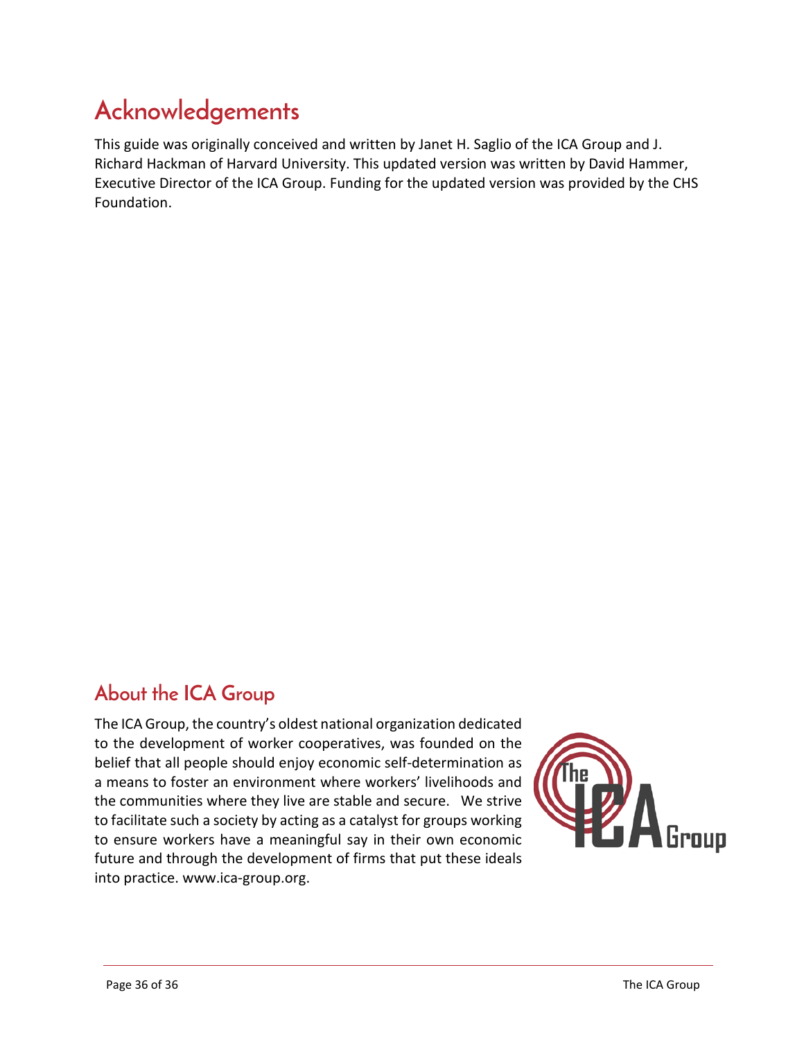## Acknowledgements

This guide was originally conceived and written by Janet H. Saglio of the ICA Group and J. Richard Hackman of Harvard University. This updated version was written by David Hammer, Executive Director of the ICA Group. Funding for the updated version was provided by the CHS Foundation.

## About the ICA Group

The ICA Group, the country's oldest national organization dedicated to the development of worker cooperatives, was founded on the belief that all people should enjoy economic self-determination as a means to foster an environment where workers' livelihoods and the communities where they live are stable and secure. We strive to facilitate such a society by acting as a catalyst for groups working to ensure workers have a meaningful say in their own economic future and through the development of firms that put these ideals into practice. www.ica-group.org.